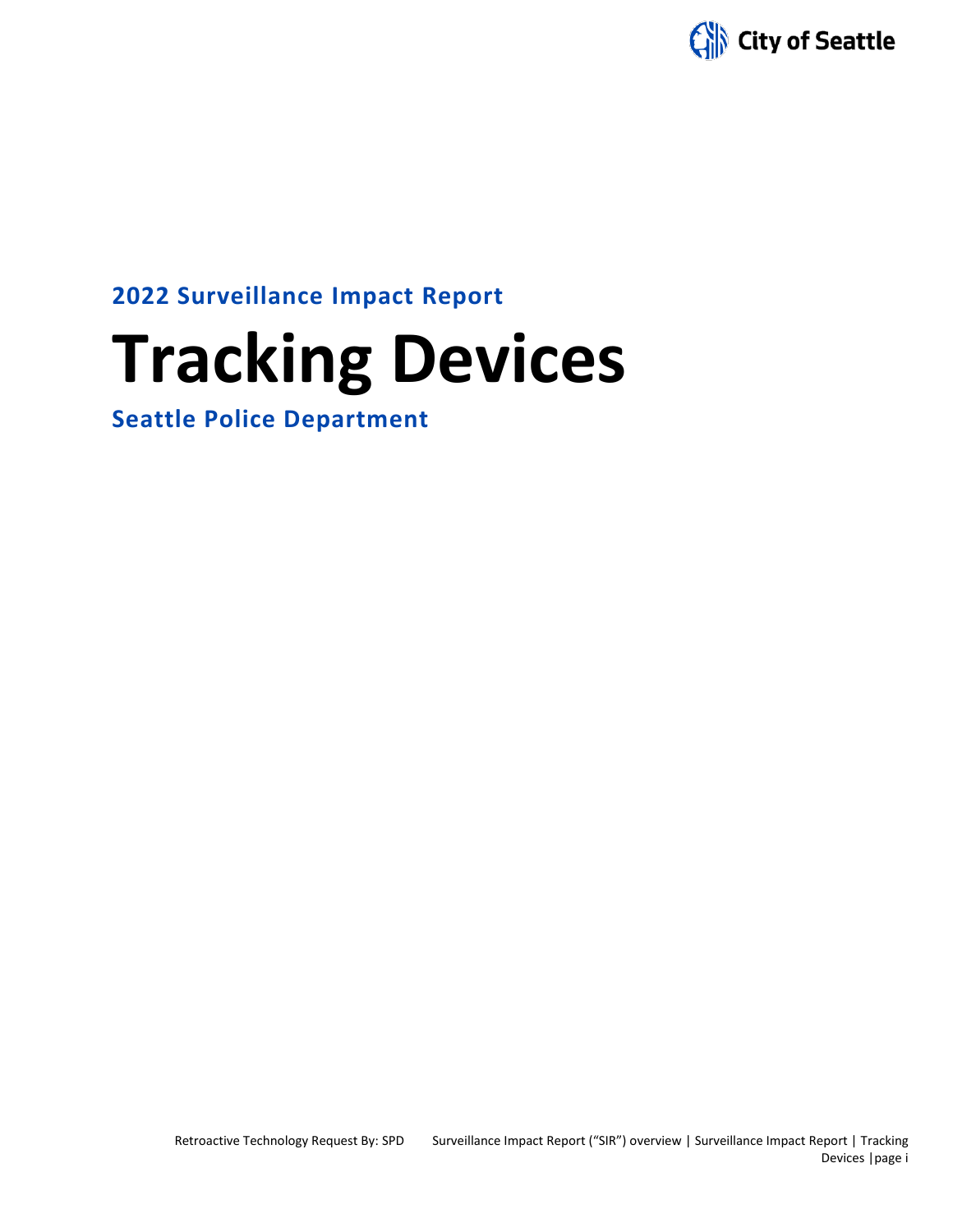2022 Surveillance Impact Report

# Tracking Devices

Seattle Police Department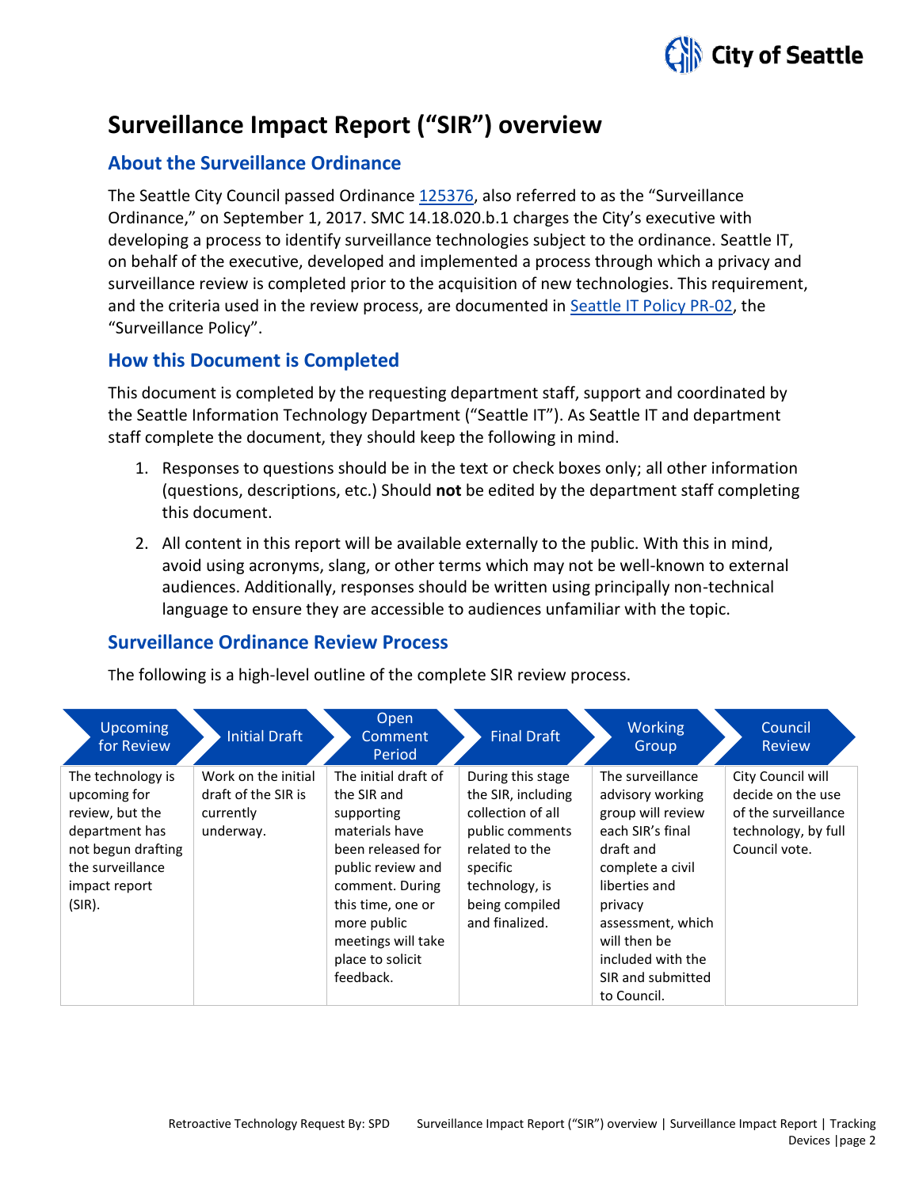# Surveillance Impact Report ("SIR") overview

## About the Surveillance Ordinance

The Seattle City Council passed Ordinance [125376](), also referred to as the "Surveillance Ordinance," on September 1, 2017. SMC 14.18.020.b.1 charges the City's executive with developing a process to identify surveillance technologies subject to the ordinance. Seattle IT, on behalf of the executive, developed and implemented a process through which a privacy and surveillance review is completed prior to the acquisition of new technologies. This requirement, and the criteria used in the review process, are documented in [Seattle IT Policy PR-02](), the "Surveillance Policy".

## How this Document is Completed

This document is completed by the requesting department staff, support and coordinated by the Seattle Information Technology Department ("Seattle IT"). As Seattle IT and department staff complete the document, they should keep the following in mind.

1. Responses to questions should be in the text or check boxes only; all other information (questions, descriptions, etc.) Should **not** be edited by the department staff completing this document.
2. All content in this report will be available externally to the public. With this in mind, avoid using acronyms, slang, or other terms which may not be well-known to external audiences. Additionally, responses should be written using principally non-technical language to ensure they are accessible to audiences unfamiliar with the topic.

## Surveillance Ordinance Review Process

The following is a high-level outline of the complete SIR review process.

| Upcoming for Review | Initial Draft | Open Comment Period | Final Draft | Working Group | Council Review |
|---|---|---|---|---|---|
| The technology is upcoming for review, but the department has not begun drafting the surveillance impact report (SIR). | Work on the initial draft of the SIR is currently underway. | The initial draft of the SIR and supporting materials have been released for public review and comment. During this time, one or more public meetings will take place to solicit feedback. | During this stage the SIR, including collection of all public comments related to the specific technology, is being compiled and finalized. | The surveillance advisory working group will review each SIR's final draft and complete a civil liberties and privacy assessment, which will then be included with the SIR and submitted to Council. | City Council will decide on the use of the surveillance technology, by full Council vote. |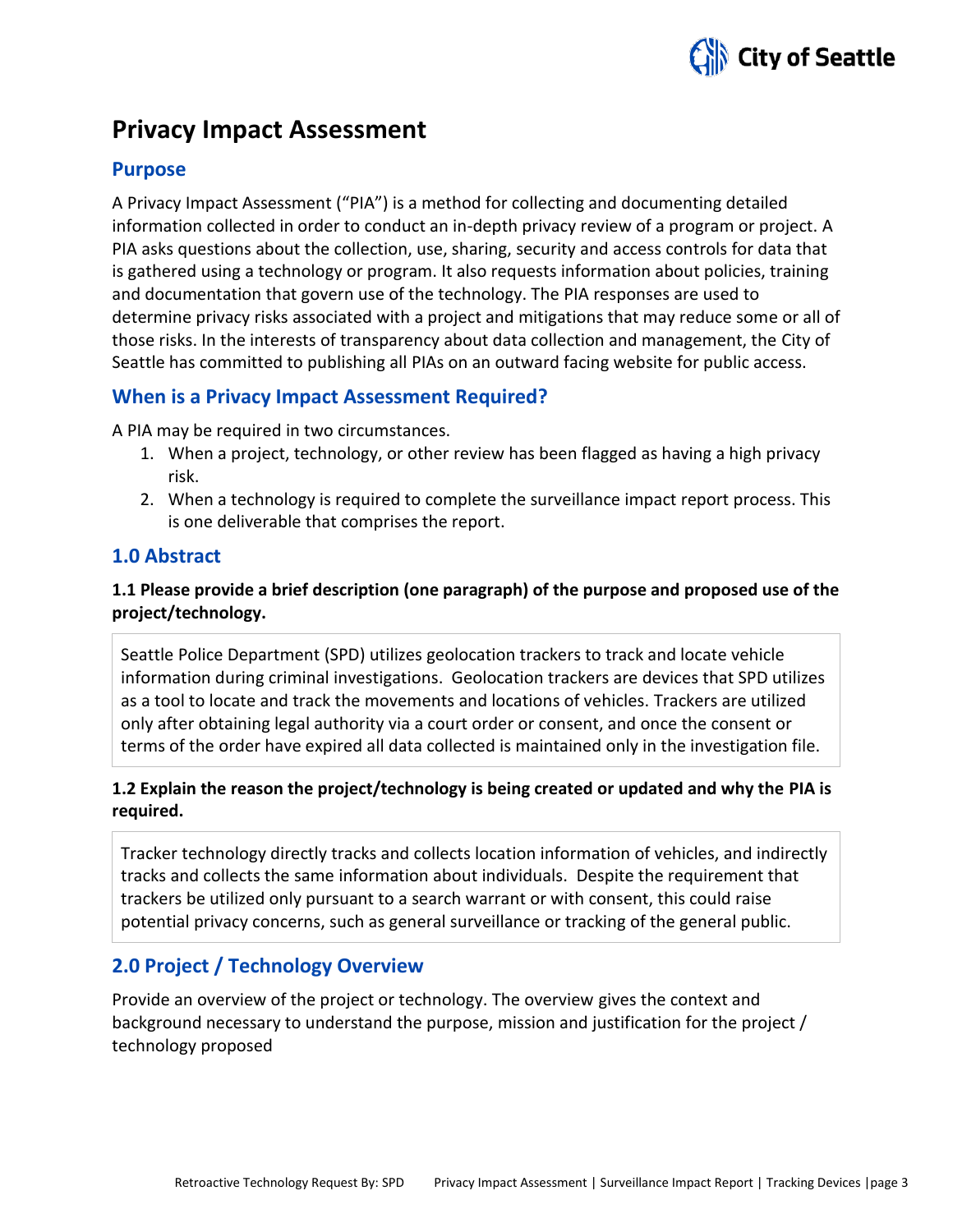# Privacy Impact Assessment

## Purpose

A Privacy Impact Assessment ("PIA") is a method for collecting and documenting detailed information collected in order to conduct an in-depth privacy review of a program or project. A PIA asks questions about the collection, use, sharing, security and access controls for data that is gathered using a technology or program. It also requests information about policies, training and documentation that govern use of the technology. The PIA responses are used to determine privacy risks associated with a project and mitigations that may reduce some or all of those risks. In the interests of transparency about data collection and management, the City of Seattle has committed to publishing all PIAs on an outward facing website for public access.

## When is a Privacy Impact Assessment Required?

A PIA may be required in two circumstances.

1. When a project, technology, or other review has been flagged as having a high privacy risk.
2. When a technology is required to complete the surveillance impact report process. This is one deliverable that comprises the report.

## 1.0 Abstract

**1.1 Please provide a brief description (one paragraph) of the purpose and proposed use of the project/technology.**

Seattle Police Department (SPD) utilizes geolocation trackers to track and locate vehicle information during criminal investigations. Geolocation trackers are devices that SPD utilizes as a tool to locate and track the movements and locations of vehicles. Trackers are utilized only after obtaining legal authority via a court order or consent, and once the consent or terms of the order have expired all data collected is maintained only in the investigation file.

**1.2 Explain the reason the project/technology is being created or updated and why the PIA is required.**

Tracker technology directly tracks and collects location information of vehicles, and indirectly tracks and collects the same information about individuals. Despite the requirement that trackers be utilized only pursuant to a search warrant or with consent, this could raise potential privacy concerns, such as general surveillance or tracking of the general public.

## 2.0 Project / Technology Overview

Provide an overview of the project or technology. The overview gives the context and background necessary to understand the purpose, mission and justification for the project / technology proposed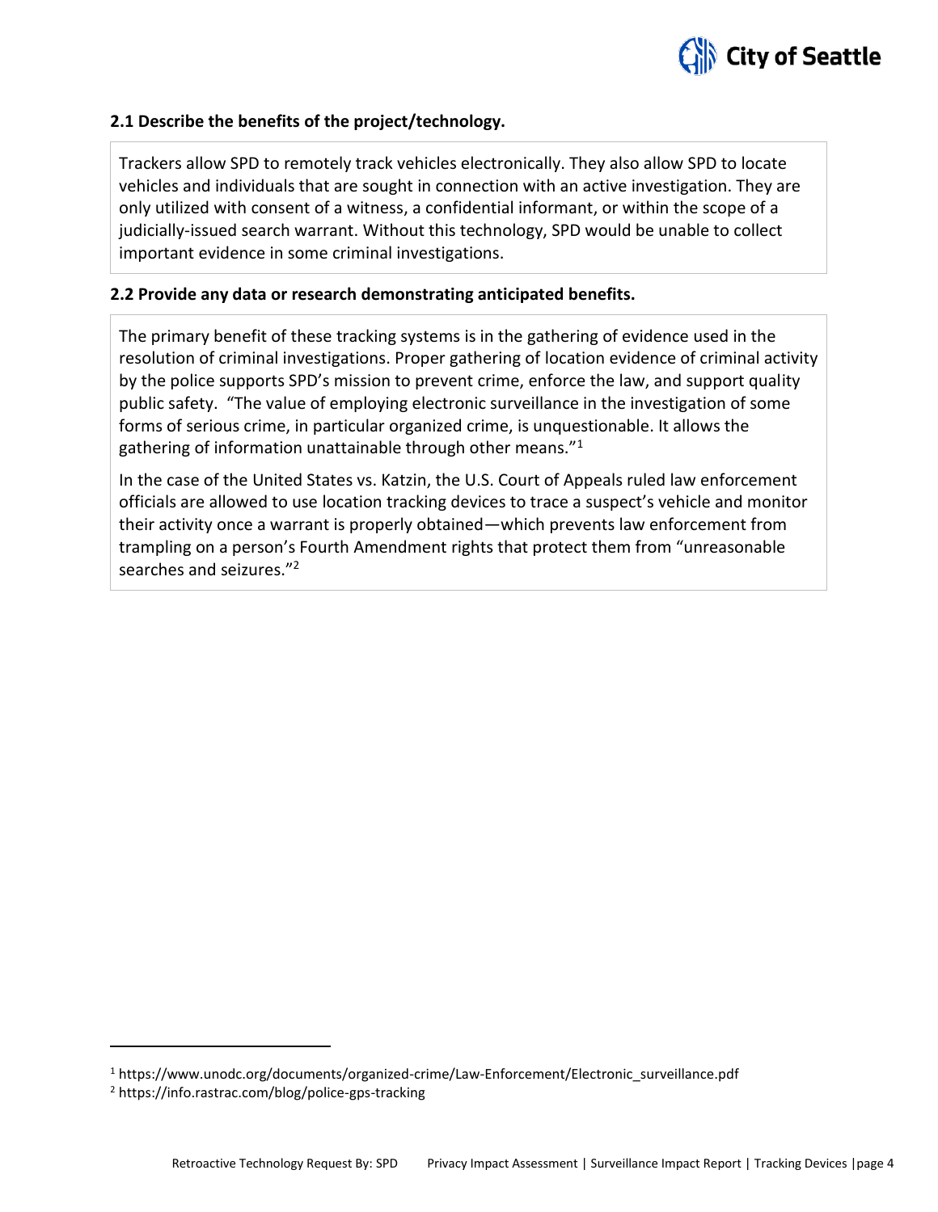### 2.1 Describe the benefits of the project/technology.

Trackers allow SPD to remotely track vehicles electronically. They also allow SPD to locate vehicles and individuals that are sought in connection with an active investigation. They are only utilized with consent of a witness, a confidential informant, or within the scope of a judicially-issued search warrant. Without this technology, SPD would be unable to collect important evidence in some criminal investigations.

### 2.2 Provide any data or research demonstrating anticipated benefits.

The primary benefit of these tracking systems is in the gathering of evidence used in the resolution of criminal investigations. Proper gathering of location evidence of criminal activity by the police supports SPD's mission to prevent crime, enforce the law, and support quality public safety. "The value of employing electronic surveillance in the investigation of some forms of serious crime, in particular organized crime, is unquestionable. It allows the gathering of information unattainable through other means."[1]

In the case of the United States vs. Katzin, the U.S. Court of Appeals ruled law enforcement officials are allowed to use location tracking devices to trace a suspect's vehicle and monitor their activity once a warrant is properly obtained—which prevents law enforcement from trampling on a person's Fourth Amendment rights that protect them from "unreasonable searches and seizures."[2]

---

[1] https://www.unodc.org/documents/organized-crime/Law-Enforcement/Electronic_surveillance.pdf

[2] https://info.rastrac.com/blog/police-gps-tracking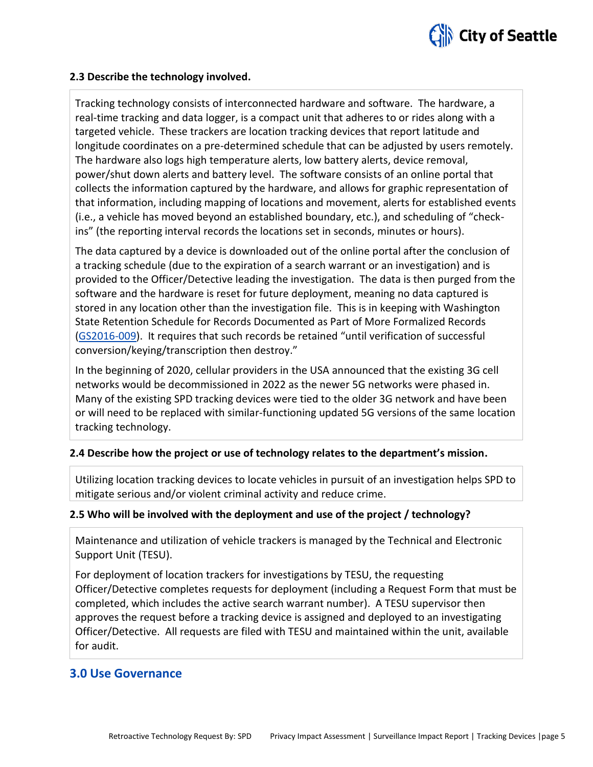### 2.3 Describe the technology involved.

Tracking technology consists of interconnected hardware and software. The hardware, a real-time tracking and data logger, is a compact unit that adheres to or rides along with a targeted vehicle. These trackers are location tracking devices that report latitude and longitude coordinates on a pre-determined schedule that can be adjusted by users remotely. The hardware also logs high temperature alerts, low battery alerts, device removal, power/shut down alerts and battery level. The software consists of an online portal that collects the information captured by the hardware, and allows for graphic representation of that information, including mapping of locations and movement, alerts for established events (i.e., a vehicle has moved beyond an established boundary, etc.), and scheduling of "check-ins" (the reporting interval records the locations set in seconds, minutes or hours).

The data captured by a device is downloaded out of the online portal after the conclusion of a tracking schedule (due to the expiration of a search warrant or an investigation) and is provided to the Officer/Detective leading the investigation. The data is then purged from the software and the hardware is reset for future deployment, meaning no data captured is stored in any location other than the investigation file. This is in keeping with Washington State Retention Schedule for Records Documented as Part of More Formalized Records (GS2016-009). It requires that such records be retained "until verification of successful conversion/keying/transcription then destroy."

In the beginning of 2020, cellular providers in the USA announced that the existing 3G cell networks would be decommissioned in 2022 as the newer 5G networks were phased in. Many of the existing SPD tracking devices were tied to the older 3G network and have been or will need to be replaced with similar-functioning updated 5G versions of the same location tracking technology.

### 2.4 Describe how the project or use of technology relates to the department's mission.

Utilizing location tracking devices to locate vehicles in pursuit of an investigation helps SPD to mitigate serious and/or violent criminal activity and reduce crime.

### 2.5 Who will be involved with the deployment and use of the project / technology?

Maintenance and utilization of vehicle trackers is managed by the Technical and Electronic Support Unit (TESU).

For deployment of location trackers for investigations by TESU, the requesting Officer/Detective completes requests for deployment (including a Request Form that must be completed, which includes the active search warrant number). A TESU supervisor then approves the request before a tracking device is assigned and deployed to an investigating Officer/Detective. All requests are filed with TESU and maintained within the unit, available for audit.

## 3.0 Use Governance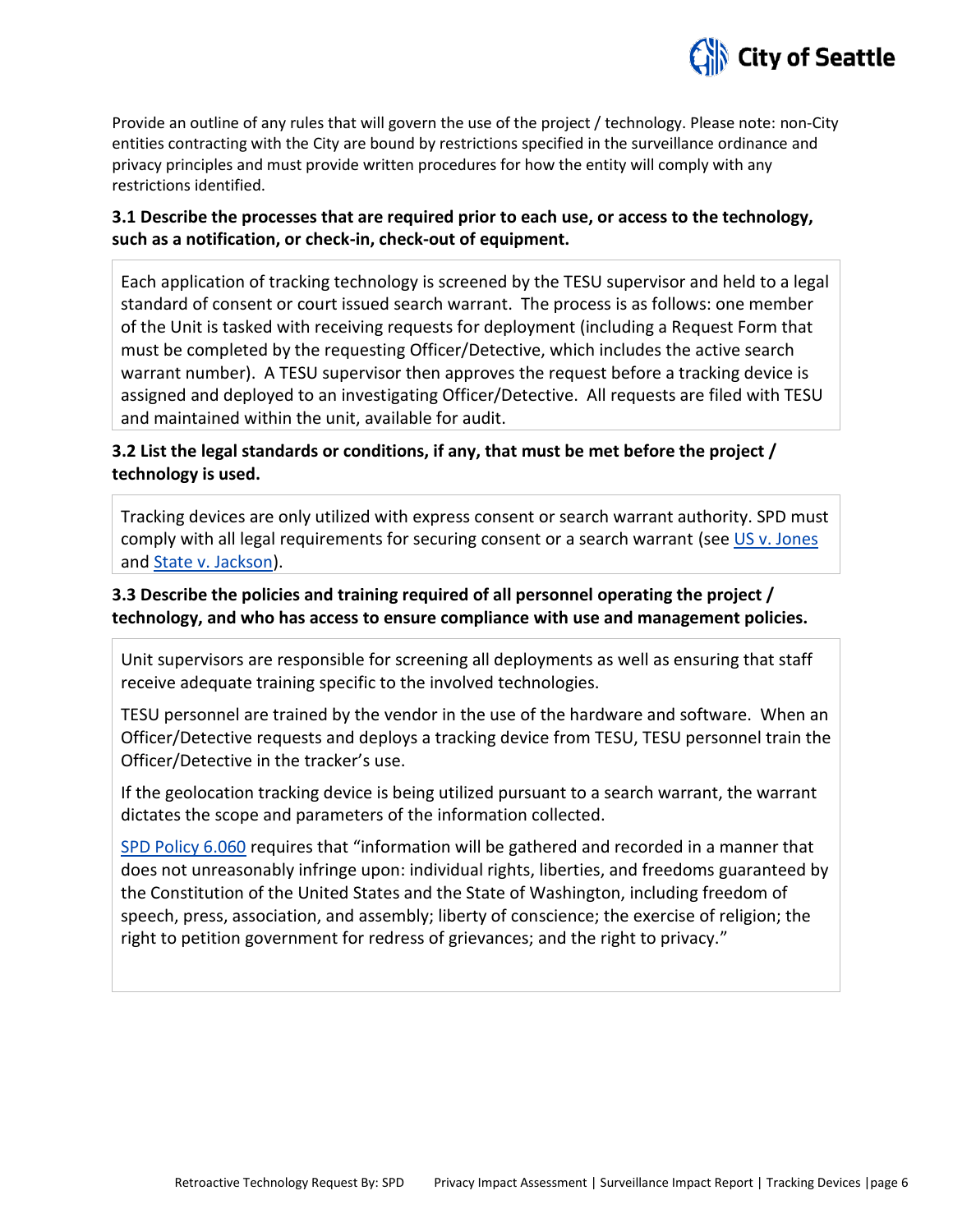Provide an outline of any rules that will govern the use of the project / technology. Please note: non-City entities contracting with the City are bound by restrictions specified in the surveillance ordinance and privacy principles and must provide written procedures for how the entity will comply with any restrictions identified.

### 3.1 Describe the processes that are required prior to each use, or access to the technology, such as a notification, or check-in, check-out of equipment.

Each application of tracking technology is screened by the TESU supervisor and held to a legal standard of consent or court issued search warrant. The process is as follows: one member of the Unit is tasked with receiving requests for deployment (including a Request Form that must be completed by the requesting Officer/Detective, which includes the active search warrant number). A TESU supervisor then approves the request before a tracking device is assigned and deployed to an investigating Officer/Detective. All requests are filed with TESU and maintained within the unit, available for audit.

### 3.2 List the legal standards or conditions, if any, that must be met before the project / technology is used.

Tracking devices are only utilized with express consent or search warrant authority. SPD must comply with all legal requirements for securing consent or a search warrant (see US v. Jones and State v. Jackson).

### 3.3 Describe the policies and training required of all personnel operating the project / technology, and who has access to ensure compliance with use and management policies.

Unit supervisors are responsible for screening all deployments as well as ensuring that staff receive adequate training specific to the involved technologies.

TESU personnel are trained by the vendor in the use of the hardware and software. When an Officer/Detective requests and deploys a tracking device from TESU, TESU personnel train the Officer/Detective in the tracker's use.

If the geolocation tracking device is being utilized pursuant to a search warrant, the warrant dictates the scope and parameters of the information collected.

SPD Policy 6.060 requires that "information will be gathered and recorded in a manner that does not unreasonably infringe upon: individual rights, liberties, and freedoms guaranteed by the Constitution of the United States and the State of Washington, including freedom of speech, press, association, and assembly; liberty of conscience; the exercise of religion; the right to petition government for redress of grievances; and the right to privacy."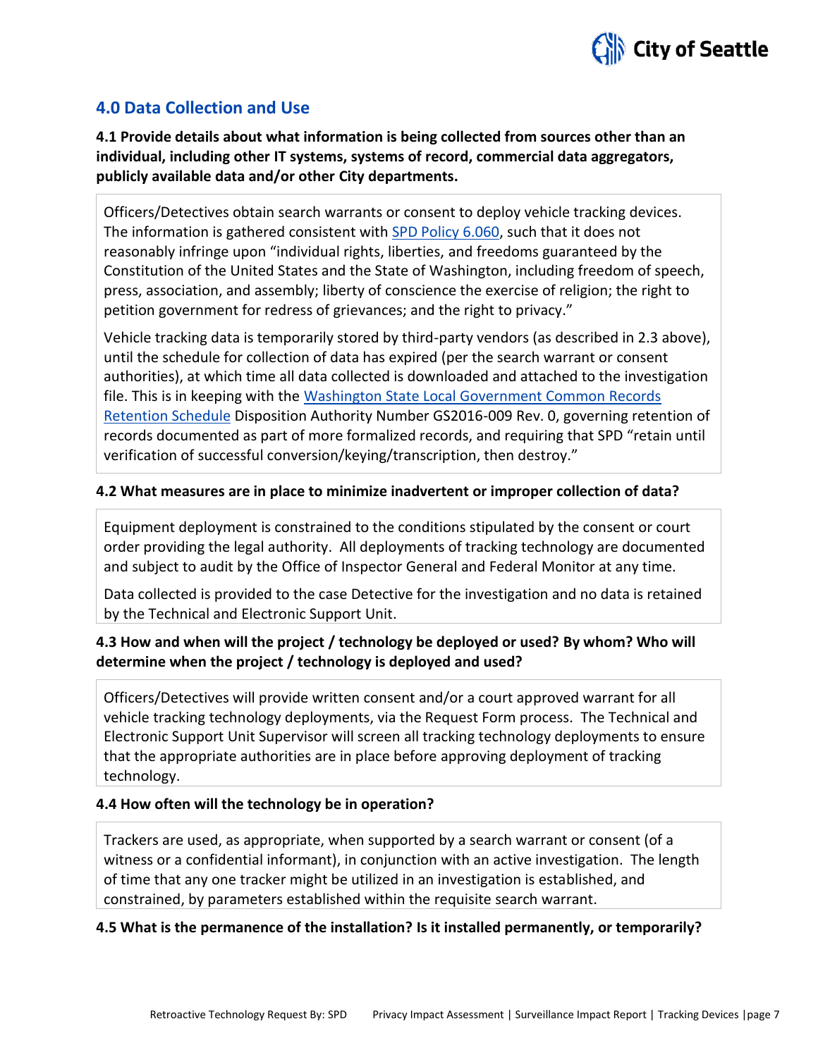## 4.0 Data Collection and Use

**4.1 Provide details about what information is being collected from sources other than an individual, including other IT systems, systems of record, commercial data aggregators, publicly available data and/or other City departments.**

Officers/Detectives obtain search warrants or consent to deploy vehicle tracking devices. The information is gathered consistent with [SPD Policy 6.060](), such that it does not reasonably infringe upon "individual rights, liberties, and freedoms guaranteed by the Constitution of the United States and the State of Washington, including freedom of speech, press, association, and assembly; liberty of conscience the exercise of religion; the right to petition government for redress of grievances; and the right to privacy."

Vehicle tracking data is temporarily stored by third-party vendors (as described in 2.3 above), until the schedule for collection of data has expired (per the search warrant or consent authorities), at which time all data collected is downloaded and attached to the investigation file. This is in keeping with the [Washington State Local Government Common Records Retention Schedule]() Disposition Authority Number GS2016-009 Rev. 0, governing retention of records documented as part of more formalized records, and requiring that SPD "retain until verification of successful conversion/keying/transcription, then destroy."

**4.2 What measures are in place to minimize inadvertent or improper collection of data?**

Equipment deployment is constrained to the conditions stipulated by the consent or court order providing the legal authority. All deployments of tracking technology are documented and subject to audit by the Office of Inspector General and Federal Monitor at any time.

Data collected is provided to the case Detective for the investigation and no data is retained by the Technical and Electronic Support Unit.

**4.3 How and when will the project / technology be deployed or used? By whom? Who will determine when the project / technology is deployed and used?**

Officers/Detectives will provide written consent and/or a court approved warrant for all vehicle tracking technology deployments, via the Request Form process. The Technical and Electronic Support Unit Supervisor will screen all tracking technology deployments to ensure that the appropriate authorities are in place before approving deployment of tracking technology.

**4.4 How often will the technology be in operation?**

Trackers are used, as appropriate, when supported by a search warrant or consent (of a witness or a confidential informant), in conjunction with an active investigation. The length of time that any one tracker might be utilized in an investigation is established, and constrained, by parameters established within the requisite search warrant.

**4.5 What is the permanence of the installation? Is it installed permanently, or temporarily?**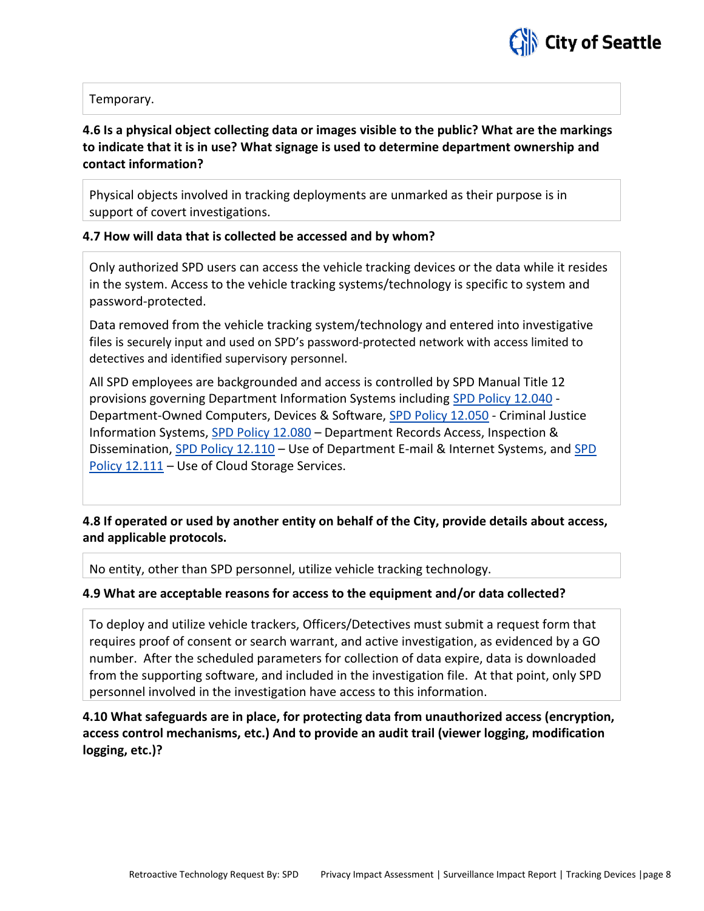Temporary.

**4.6 Is a physical object collecting data or images visible to the public? What are the markings to indicate that it is in use? What signage is used to determine department ownership and contact information?**

Physical objects involved in tracking deployments are unmarked as their purpose is in support of covert investigations.

**4.7 How will data that is collected be accessed and by whom?**

Only authorized SPD users can access the vehicle tracking devices or the data while it resides in the system. Access to the vehicle tracking systems/technology is specific to system and password-protected.

Data removed from the vehicle tracking system/technology and entered into investigative files is securely input and used on SPD's password-protected network with access limited to detectives and identified supervisory personnel.

All SPD employees are backgrounded and access is controlled by SPD Manual Title 12 provisions governing Department Information Systems including SPD Policy 12.040 - Department-Owned Computers, Devices & Software, SPD Policy 12.050 - Criminal Justice Information Systems, SPD Policy 12.080 – Department Records Access, Inspection & Dissemination, SPD Policy 12.110 – Use of Department E-mail & Internet Systems, and SPD Policy 12.111 – Use of Cloud Storage Services.

**4.8 If operated or used by another entity on behalf of the City, provide details about access, and applicable protocols.**

No entity, other than SPD personnel, utilize vehicle tracking technology.

**4.9 What are acceptable reasons for access to the equipment and/or data collected?**

To deploy and utilize vehicle trackers, Officers/Detectives must submit a request form that requires proof of consent or search warrant, and active investigation, as evidenced by a GO number. After the scheduled parameters for collection of data expire, data is downloaded from the supporting software, and included in the investigation file. At that point, only SPD personnel involved in the investigation have access to this information.

**4.10 What safeguards are in place, for protecting data from unauthorized access (encryption, access control mechanisms, etc.) And to provide an audit trail (viewer logging, modification logging, etc.)?**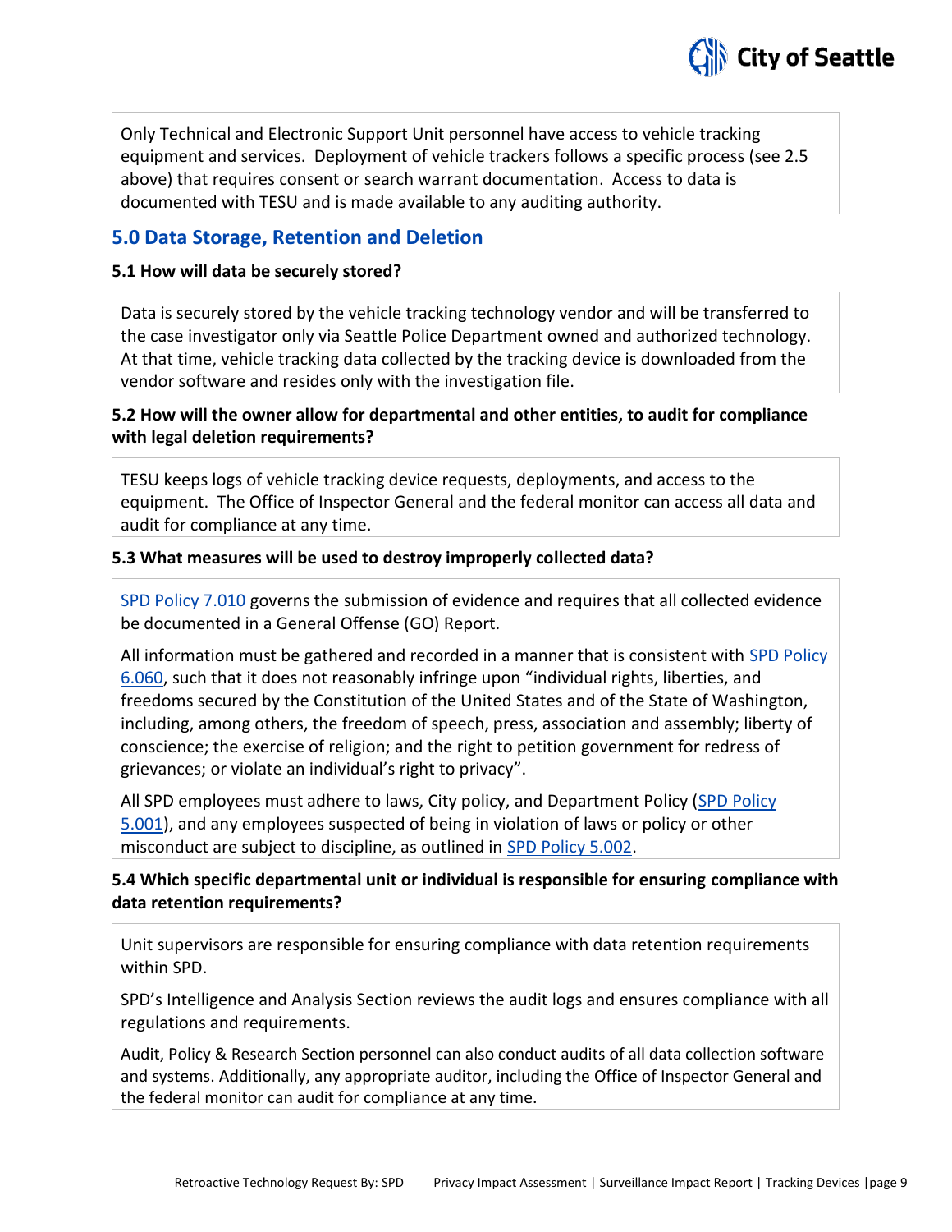Only Technical and Electronic Support Unit personnel have access to vehicle tracking equipment and services. Deployment of vehicle trackers follows a specific process (see 2.5 above) that requires consent or search warrant documentation. Access to data is documented with TESU and is made available to any auditing authority.

## 5.0 Data Storage, Retention and Deletion

**5.1 How will data be securely stored?**

Data is securely stored by the vehicle tracking technology vendor and will be transferred to the case investigator only via Seattle Police Department owned and authorized technology. At that time, vehicle tracking data collected by the tracking device is downloaded from the vendor software and resides only with the investigation file.

**5.2 How will the owner allow for departmental and other entities, to audit for compliance with legal deletion requirements?**

TESU keeps logs of vehicle tracking device requests, deployments, and access to the equipment. The Office of Inspector General and the federal monitor can access all data and audit for compliance at any time.

**5.3 What measures will be used to destroy improperly collected data?**

SPD Policy 7.010 governs the submission of evidence and requires that all collected evidence be documented in a General Offense (GO) Report.

All information must be gathered and recorded in a manner that is consistent with SPD Policy 6.060, such that it does not reasonably infringe upon "individual rights, liberties, and freedoms secured by the Constitution of the United States and of the State of Washington, including, among others, the freedom of speech, press, association and assembly; liberty of conscience; the exercise of religion; and the right to petition government for redress of grievances; or violate an individual's right to privacy".

All SPD employees must adhere to laws, City policy, and Department Policy (SPD Policy 5.001), and any employees suspected of being in violation of laws or policy or other misconduct are subject to discipline, as outlined in SPD Policy 5.002.

**5.4 Which specific departmental unit or individual is responsible for ensuring compliance with data retention requirements?**

Unit supervisors are responsible for ensuring compliance with data retention requirements within SPD.

SPD's Intelligence and Analysis Section reviews the audit logs and ensures compliance with all regulations and requirements.

Audit, Policy & Research Section personnel can also conduct audits of all data collection software and systems. Additionally, any appropriate auditor, including the Office of Inspector General and the federal monitor can audit for compliance at any time.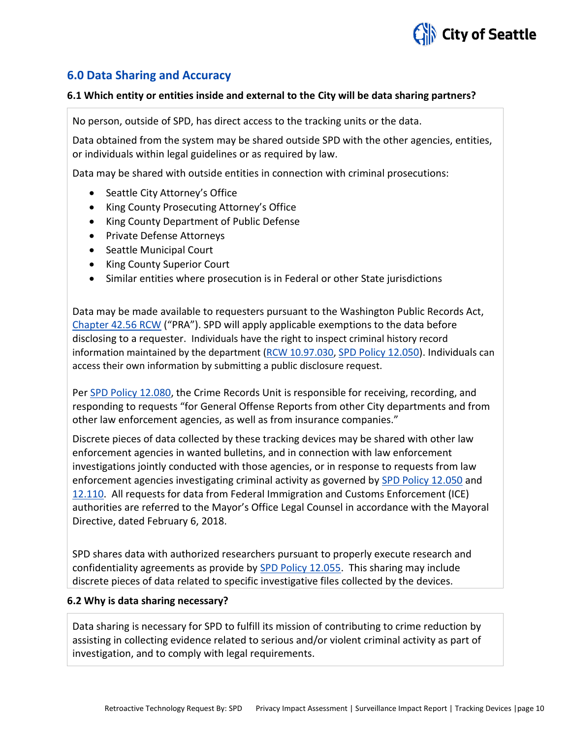## 6.0 Data Sharing and Accuracy

**6.1 Which entity or entities inside and external to the City will be data sharing partners?**

No person, outside of SPD, has direct access to the tracking units or the data.

Data obtained from the system may be shared outside SPD with the other agencies, entities, or individuals within legal guidelines or as required by law.

Data may be shared with outside entities in connection with criminal prosecutions:

- Seattle City Attorney's Office
- King County Prosecuting Attorney's Office
- King County Department of Public Defense
- Private Defense Attorneys
- Seattle Municipal Court
- King County Superior Court
- Similar entities where prosecution is in Federal or other State jurisdictions

Data may be made available to requesters pursuant to the Washington Public Records Act, Chapter 42.56 RCW ("PRA"). SPD will apply applicable exemptions to the data before disclosing to a requester. Individuals have the right to inspect criminal history record information maintained by the department (RCW 10.97.030, SPD Policy 12.050). Individuals can access their own information by submitting a public disclosure request.

Per SPD Policy 12.080, the Crime Records Unit is responsible for receiving, recording, and responding to requests "for General Offense Reports from other City departments and from other law enforcement agencies, as well as from insurance companies."

Discrete pieces of data collected by these tracking devices may be shared with other law enforcement agencies in wanted bulletins, and in connection with law enforcement investigations jointly conducted with those agencies, or in response to requests from law enforcement agencies investigating criminal activity as governed by SPD Policy 12.050 and 12.110. All requests for data from Federal Immigration and Customs Enforcement (ICE) authorities are referred to the Mayor's Office Legal Counsel in accordance with the Mayoral Directive, dated February 6, 2018.

SPD shares data with authorized researchers pursuant to properly execute research and confidentiality agreements as provide by SPD Policy 12.055. This sharing may include discrete pieces of data related to specific investigative files collected by the devices.

**6.2 Why is data sharing necessary?**

Data sharing is necessary for SPD to fulfill its mission of contributing to crime reduction by assisting in collecting evidence related to serious and/or violent criminal activity as part of investigation, and to comply with legal requirements.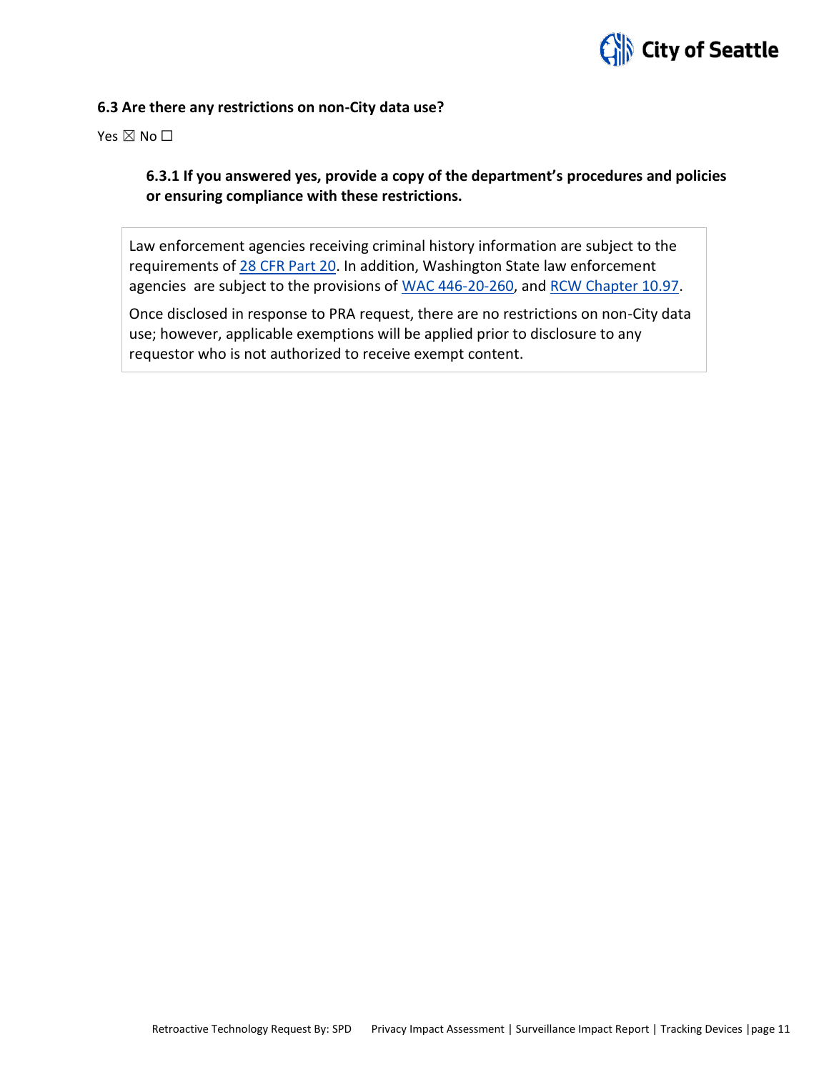### 6.3 Are there any restrictions on non-City data use?

Yes ☒ No ☐

#### 6.3.1 If you answered yes, provide a copy of the department's procedures and policies or ensuring compliance with these restrictions.

Law enforcement agencies receiving criminal history information are subject to the requirements of 28 CFR Part 20. In addition, Washington State law enforcement agencies are subject to the provisions of WAC 446-20-260, and RCW Chapter 10.97.

Once disclosed in response to PRA request, there are no restrictions on non-City data use; however, applicable exemptions will be applied prior to disclosure to any requestor who is not authorized to receive exempt content.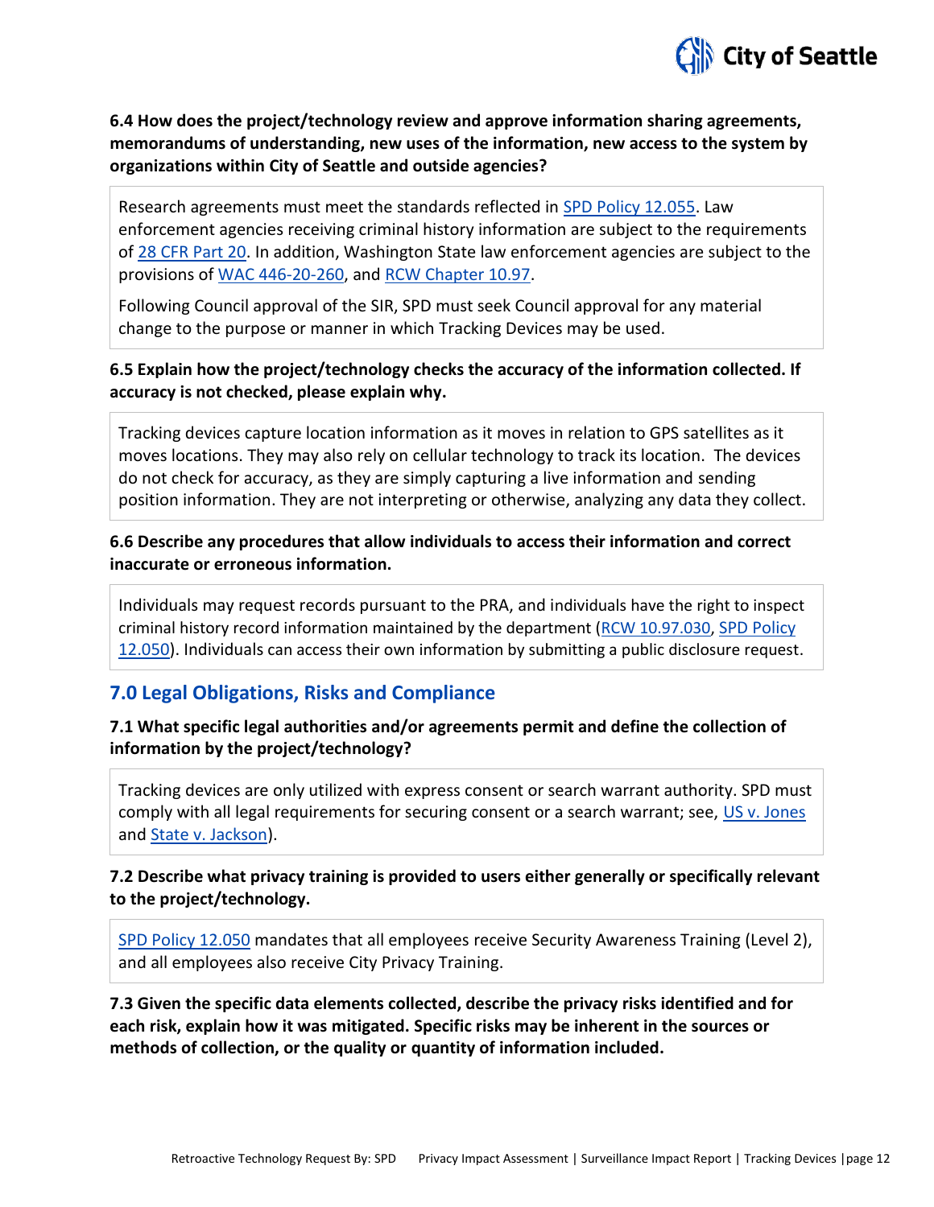**6.4 How does the project/technology review and approve information sharing agreements, memorandums of understanding, new uses of the information, new access to the system by organizations within City of Seattle and outside agencies?**

Research agreements must meet the standards reflected in SPD Policy 12.055. Law enforcement agencies receiving criminal history information are subject to the requirements of 28 CFR Part 20. In addition, Washington State law enforcement agencies are subject to the provisions of WAC 446-20-260, and RCW Chapter 10.97.

Following Council approval of the SIR, SPD must seek Council approval for any material change to the purpose or manner in which Tracking Devices may be used.

**6.5 Explain how the project/technology checks the accuracy of the information collected. If accuracy is not checked, please explain why.**

Tracking devices capture location information as it moves in relation to GPS satellites as it moves locations. They may also rely on cellular technology to track its location. The devices do not check for accuracy, as they are simply capturing a live information and sending position information. They are not interpreting or otherwise, analyzing any data they collect.

**6.6 Describe any procedures that allow individuals to access their information and correct inaccurate or erroneous information.**

Individuals may request records pursuant to the PRA, and individuals have the right to inspect criminal history record information maintained by the department (RCW 10.97.030, SPD Policy 12.050). Individuals can access their own information by submitting a public disclosure request.

## 7.0 Legal Obligations, Risks and Compliance

**7.1 What specific legal authorities and/or agreements permit and define the collection of information by the project/technology?**

Tracking devices are only utilized with express consent or search warrant authority. SPD must comply with all legal requirements for securing consent or a search warrant; see, US v. Jones and State v. Jackson).

**7.2 Describe what privacy training is provided to users either generally or specifically relevant to the project/technology.**

SPD Policy 12.050 mandates that all employees receive Security Awareness Training (Level 2), and all employees also receive City Privacy Training.

**7.3 Given the specific data elements collected, describe the privacy risks identified and for each risk, explain how it was mitigated. Specific risks may be inherent in the sources or methods of collection, or the quality or quantity of information included.**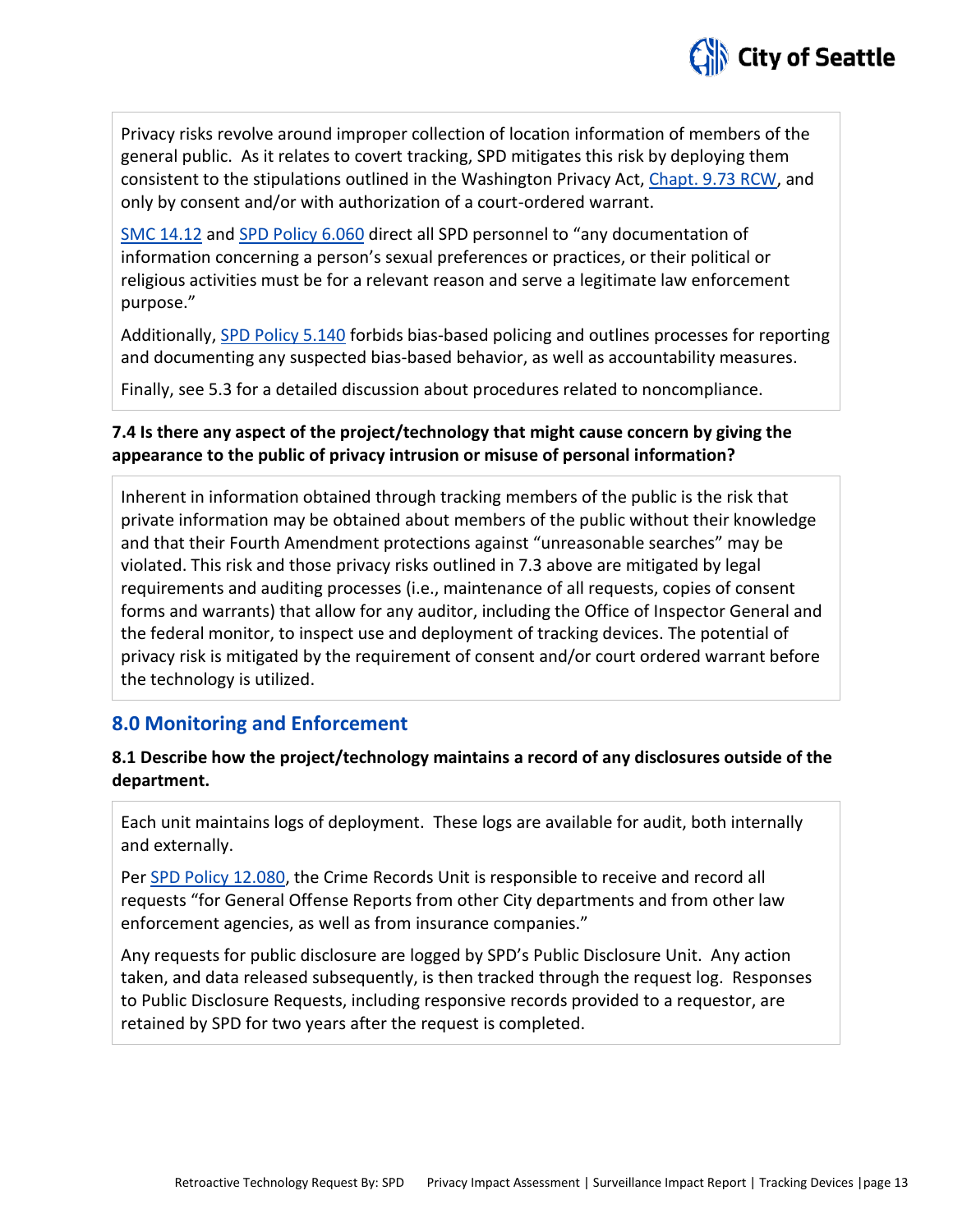Privacy risks revolve around improper collection of location information of members of the general public. As it relates to covert tracking, SPD mitigates this risk by deploying them consistent to the stipulations outlined in the Washington Privacy Act, Chapt. 9.73 RCW, and only by consent and/or with authorization of a court-ordered warrant.

SMC 14.12 and SPD Policy 6.060 direct all SPD personnel to "any documentation of information concerning a person's sexual preferences or practices, or their political or religious activities must be for a relevant reason and serve a legitimate law enforcement purpose."

Additionally, SPD Policy 5.140 forbids bias-based policing and outlines processes for reporting and documenting any suspected bias-based behavior, as well as accountability measures.

Finally, see 5.3 for a detailed discussion about procedures related to noncompliance.

**7.4 Is there any aspect of the project/technology that might cause concern by giving the appearance to the public of privacy intrusion or misuse of personal information?**

Inherent in information obtained through tracking members of the public is the risk that private information may be obtained about members of the public without their knowledge and that their Fourth Amendment protections against "unreasonable searches" may be violated. This risk and those privacy risks outlined in 7.3 above are mitigated by legal requirements and auditing processes (i.e., maintenance of all requests, copies of consent forms and warrants) that allow for any auditor, including the Office of Inspector General and the federal monitor, to inspect use and deployment of tracking devices. The potential of privacy risk is mitigated by the requirement of consent and/or court ordered warrant before the technology is utilized.

## 8.0 Monitoring and Enforcement

**8.1 Describe how the project/technology maintains a record of any disclosures outside of the department.**

Each unit maintains logs of deployment. These logs are available for audit, both internally and externally.

Per SPD Policy 12.080, the Crime Records Unit is responsible to receive and record all requests "for General Offense Reports from other City departments and from other law enforcement agencies, as well as from insurance companies."

Any requests for public disclosure are logged by SPD's Public Disclosure Unit. Any action taken, and data released subsequently, is then tracked through the request log. Responses to Public Disclosure Requests, including responsive records provided to a requestor, are retained by SPD for two years after the request is completed.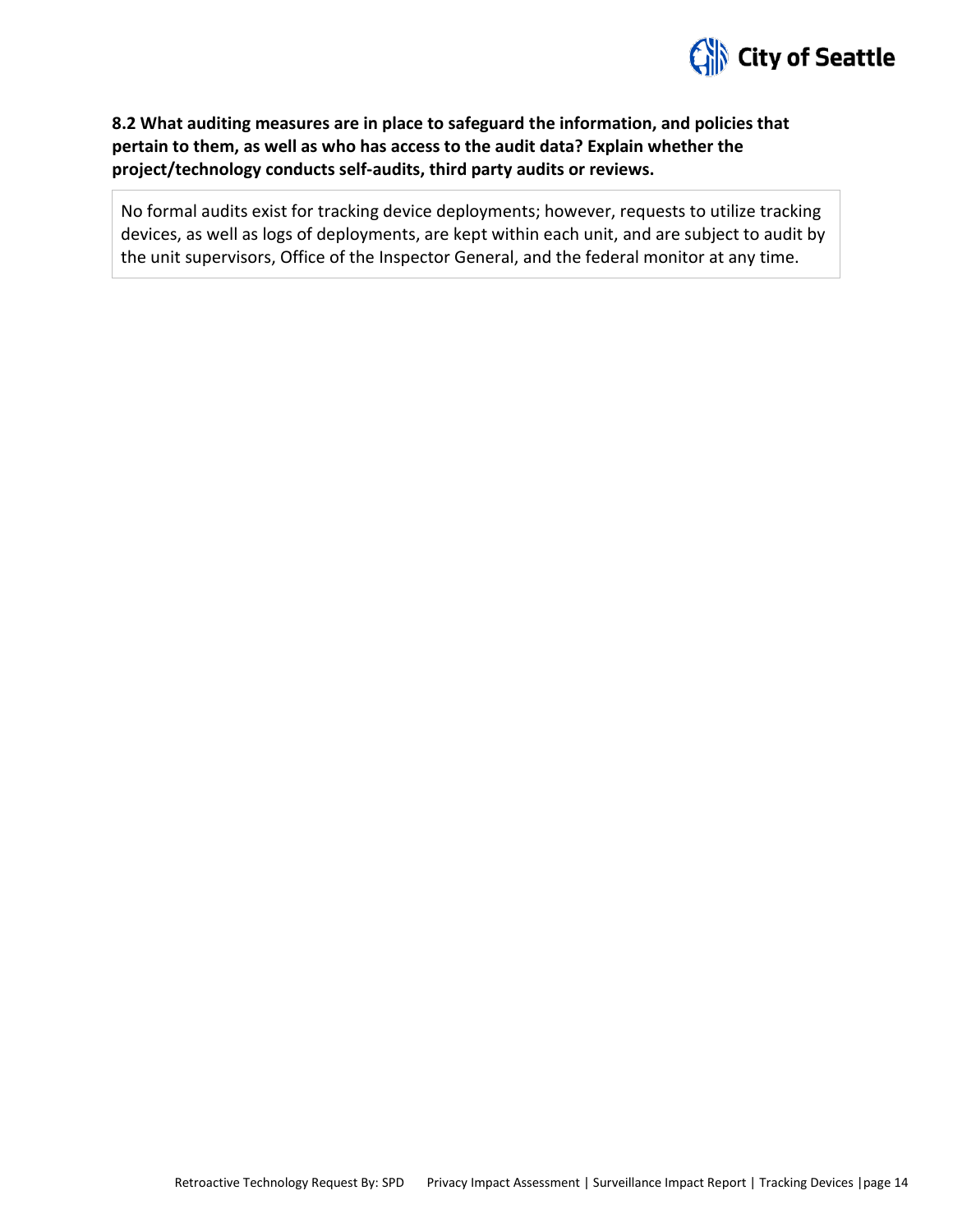### 8.2 What auditing measures are in place to safeguard the information, and policies that pertain to them, as well as who has access to the audit data? Explain whether the project/technology conducts self-audits, third party audits or reviews.

No formal audits exist for tracking device deployments; however, requests to utilize tracking devices, as well as logs of deployments, are kept within each unit, and are subject to audit by the unit supervisors, Office of the Inspector General, and the federal monitor at any time.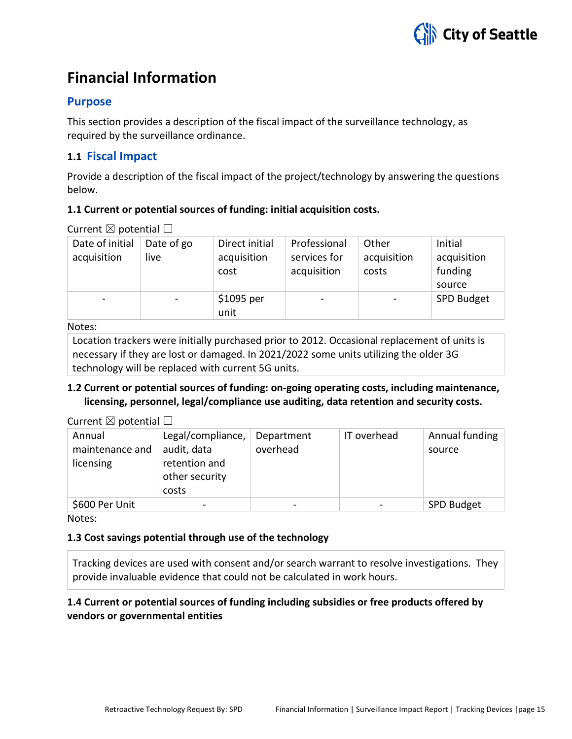# Financial Information

## Purpose

This section provides a description of the fiscal impact of the surveillance technology, as required by the surveillance ordinance.

### 1.1 Fiscal Impact

Provide a description of the fiscal impact of the project/technology by answering the questions below.

**1.1 Current or potential sources of funding: initial acquisition costs.**

Current ☒ potential ☐

| Date of initial acquisition | Date of go live | Direct initial acquisition cost | Professional services for acquisition | Other acquisition costs | Initial acquisition funding source |
|---|---|---|---|---|---|
| - | - | $1095 per unit | - | - | SPD Budget |

Notes:

Location trackers were initially purchased prior to 2012. Occasional replacement of units is necessary if they are lost or damaged. In 2021/2022 some units utilizing the older 3G technology will be replaced with current 5G units.

**1.2 Current or potential sources of funding: on-going operating costs, including maintenance, licensing, personnel, legal/compliance use auditing, data retention and security costs.**

Current ☒ potential ☐

| Annual maintenance and licensing | Legal/compliance, audit, data retention and other security costs | Department overhead | IT overhead | Annual funding source |
|---|---|---|---|---|
| $600 Per Unit | - | - | - | SPD Budget |

Notes:

**1.3 Cost savings potential through use of the technology**

Tracking devices are used with consent and/or search warrant to resolve investigations. They provide invaluable evidence that could not be calculated in work hours.

**1.4 Current or potential sources of funding including subsidies or free products offered by vendors or governmental entities**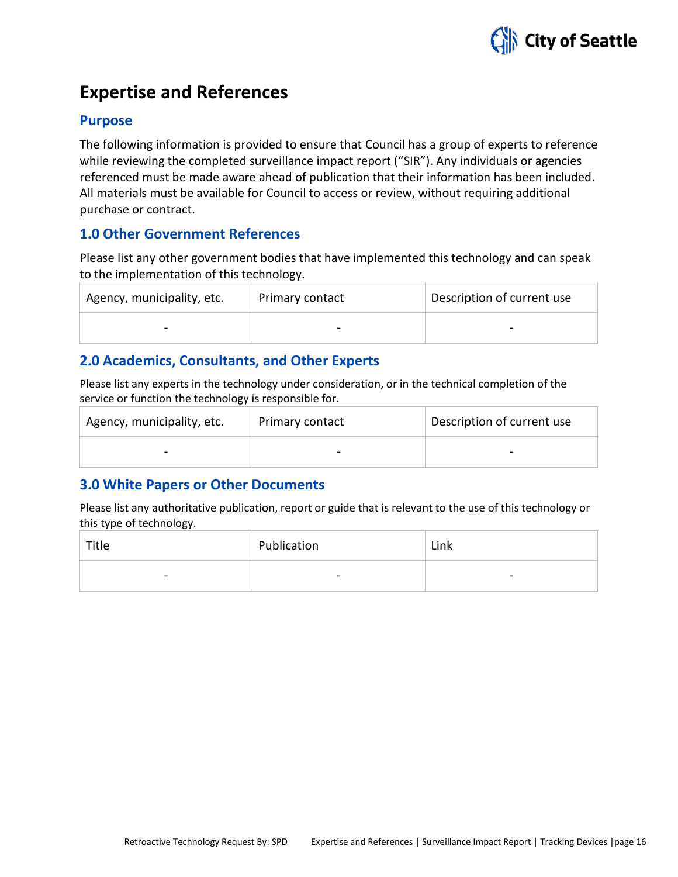# Expertise and References

## Purpose

The following information is provided to ensure that Council has a group of experts to reference while reviewing the completed surveillance impact report ("SIR"). Any individuals or agencies referenced must be made aware ahead of publication that their information has been included. All materials must be available for Council to access or review, without requiring additional purchase or contract.

## 1.0 Other Government References

Please list any other government bodies that have implemented this technology and can speak to the implementation of this technology.

| Agency, municipality, etc. | Primary contact | Description of current use |
|---|---|---|
| - | - | - |

## 2.0 Academics, Consultants, and Other Experts

Please list any experts in the technology under consideration, or in the technical completion of the service or function the technology is responsible for.

| Agency, municipality, etc. | Primary contact | Description of current use |
|---|---|---|
| - | - | - |

## 3.0 White Papers or Other Documents

Please list any authoritative publication, report or guide that is relevant to the use of this technology or this type of technology.

| Title | Publication | Link |
|---|---|---|
| - | - | - |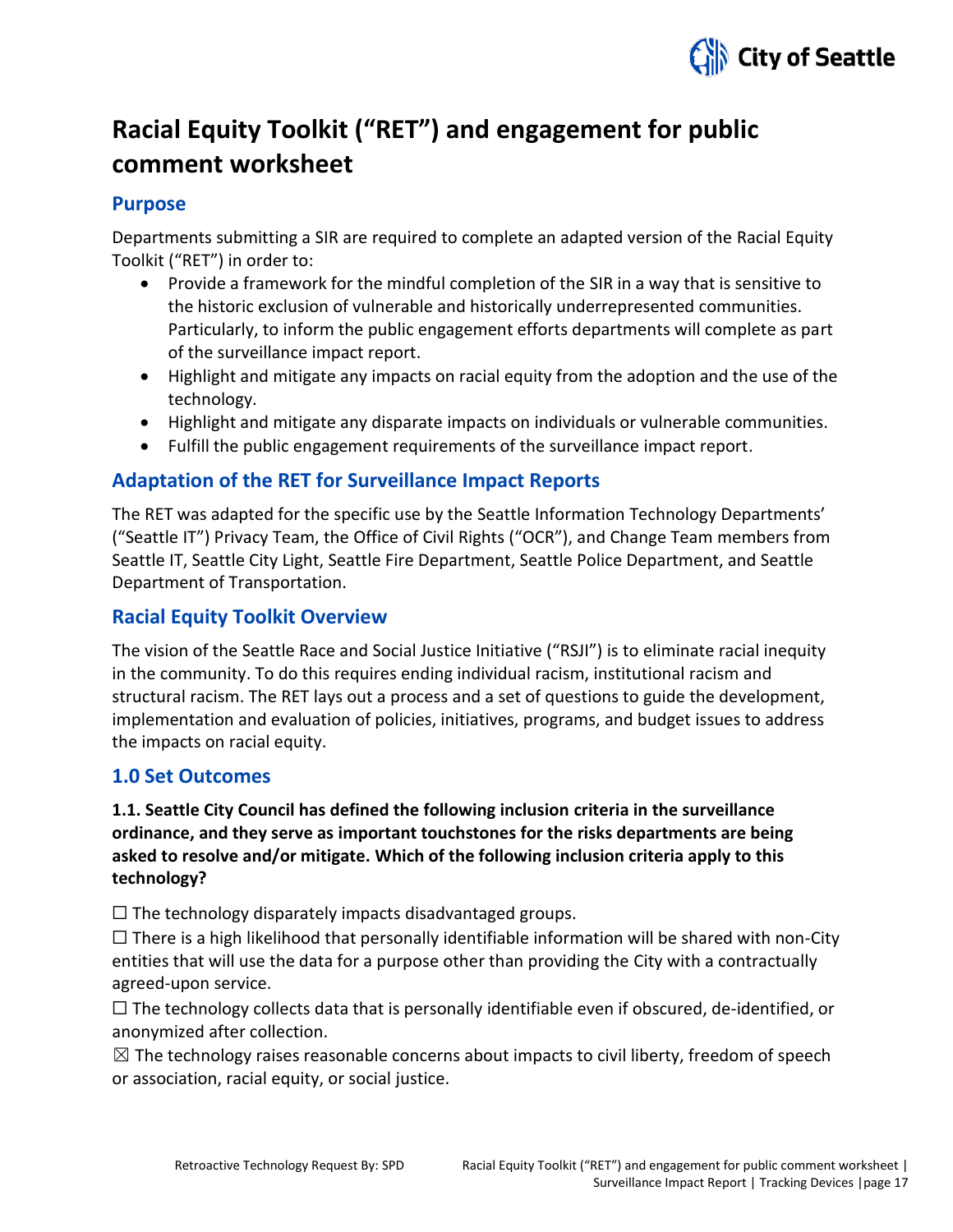# Racial Equity Toolkit ("RET") and engagement for public comment worksheet

## Purpose

Departments submitting a SIR are required to complete an adapted version of the Racial Equity Toolkit ("RET") in order to:

- Provide a framework for the mindful completion of the SIR in a way that is sensitive to the historic exclusion of vulnerable and historically underrepresented communities. Particularly, to inform the public engagement efforts departments will complete as part of the surveillance impact report.
- Highlight and mitigate any impacts on racial equity from the adoption and the use of the technology.
- Highlight and mitigate any disparate impacts on individuals or vulnerable communities.
- Fulfill the public engagement requirements of the surveillance impact report.

## Adaptation of the RET for Surveillance Impact Reports

The RET was adapted for the specific use by the Seattle Information Technology Departments' ("Seattle IT") Privacy Team, the Office of Civil Rights ("OCR"), and Change Team members from Seattle IT, Seattle City Light, Seattle Fire Department, Seattle Police Department, and Seattle Department of Transportation.

## Racial Equity Toolkit Overview

The vision of the Seattle Race and Social Justice Initiative ("RSJI") is to eliminate racial inequity in the community. To do this requires ending individual racism, institutional racism and structural racism. The RET lays out a process and a set of questions to guide the development, implementation and evaluation of policies, initiatives, programs, and budget issues to address the impacts on racial equity.

## 1.0 Set Outcomes

**1.1. Seattle City Council has defined the following inclusion criteria in the surveillance ordinance, and they serve as important touchstones for the risks departments are being asked to resolve and/or mitigate. Which of the following inclusion criteria apply to this technology?**

☐ The technology disparately impacts disadvantaged groups.
☐ There is a high likelihood that personally identifiable information will be shared with non-City entities that will use the data for a purpose other than providing the City with a contractually agreed-upon service.
☐ The technology collects data that is personally identifiable even if obscured, de-identified, or anonymized after collection.
☒ The technology raises reasonable concerns about impacts to civil liberty, freedom of speech or association, racial equity, or social justice.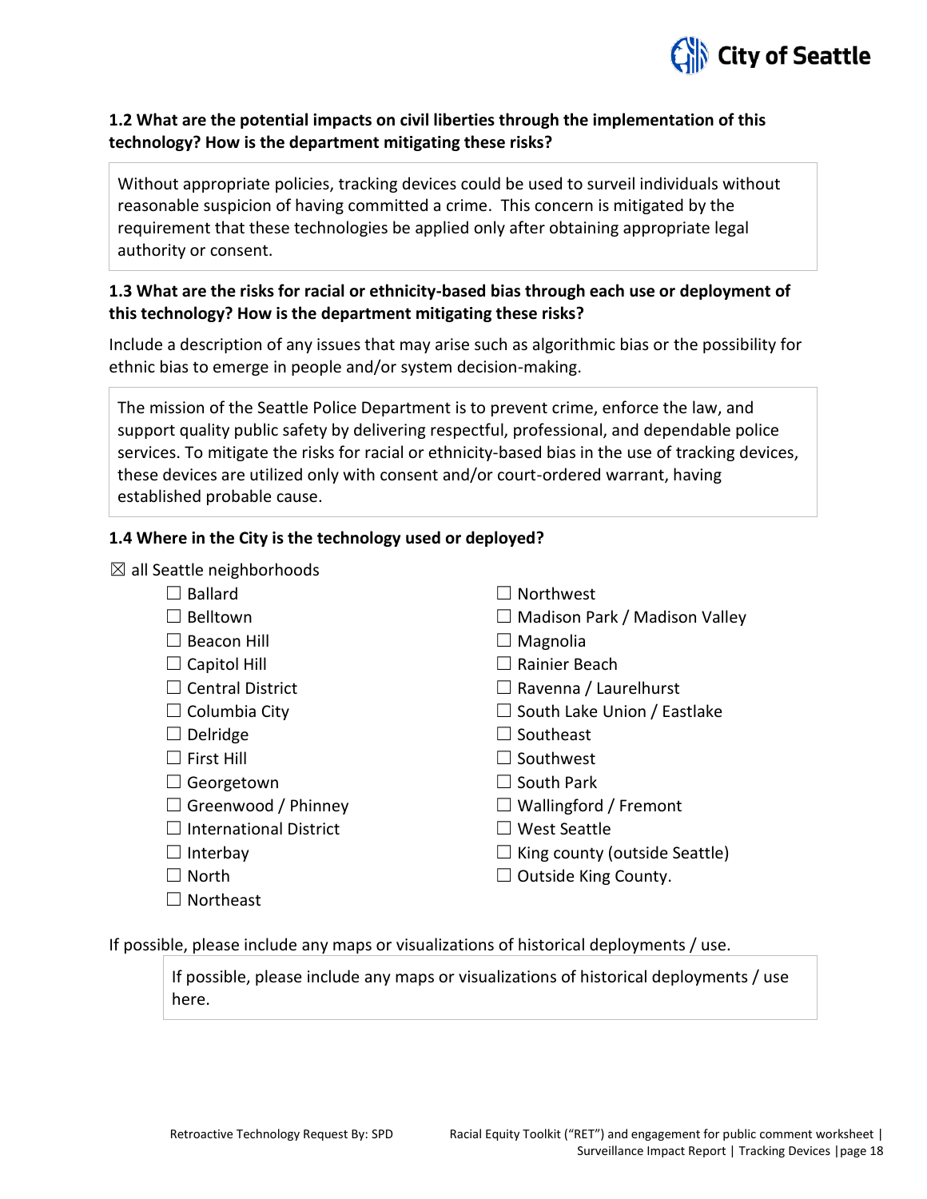### 1.2 What are the potential impacts on civil liberties through the implementation of this technology? How is the department mitigating these risks?

Without appropriate policies, tracking devices could be used to surveil individuals without reasonable suspicion of having committed a crime. This concern is mitigated by the requirement that these technologies be applied only after obtaining appropriate legal authority or consent.

### 1.3 What are the risks for racial or ethnicity-based bias through each use or deployment of this technology? How is the department mitigating these risks?

Include a description of any issues that may arise such as algorithmic bias or the possibility for ethnic bias to emerge in people and/or system decision-making.

The mission of the Seattle Police Department is to prevent crime, enforce the law, and support quality public safety by delivering respectful, professional, and dependable police services. To mitigate the risks for racial or ethnicity-based bias in the use of tracking devices, these devices are utilized only with consent and/or court-ordered warrant, having established probable cause.

### 1.4 Where in the City is the technology used or deployed?

☒ all Seattle neighborhoods

- ☐ Ballard
- ☐ Belltown
- ☐ Beacon Hill
- ☐ Capitol Hill
- ☐ Central District
- ☐ Columbia City
- ☐ Delridge
- ☐ First Hill
- ☐ Georgetown
- ☐ Greenwood / Phinney
- ☐ International District
- ☐ Interbay
- ☐ North
- ☐ Northeast
- ☐ Northwest
- ☐ Madison Park / Madison Valley
- ☐ Magnolia
- ☐ Rainier Beach
- ☐ Ravenna / Laurelhurst
- ☐ South Lake Union / Eastlake
- ☐ Southeast
- ☐ Southwest
- ☐ South Park
- ☐ Wallingford / Fremont
- ☐ West Seattle
- ☐ King county (outside Seattle)
- ☐ Outside King County.

If possible, please include any maps or visualizations of historical deployments / use.

If possible, please include any maps or visualizations of historical deployments / use here.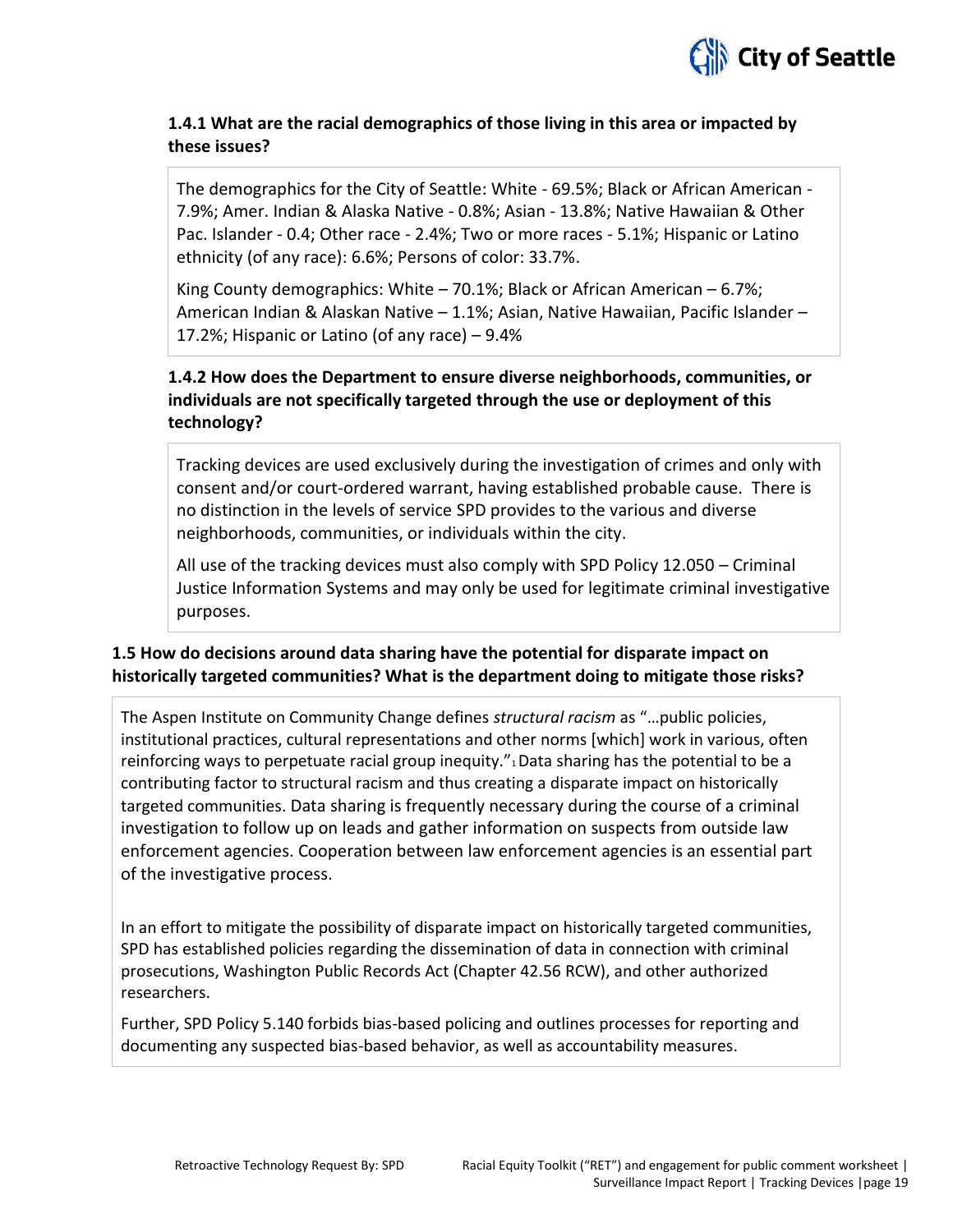### 1.4.1 What are the racial demographics of those living in this area or impacted by these issues?

The demographics for the City of Seattle: White - 69.5%; Black or African American - 7.9%; Amer. Indian & Alaska Native - 0.8%; Asian - 13.8%; Native Hawaiian & Other Pac. Islander - 0.4; Other race - 2.4%; Two or more races - 5.1%; Hispanic or Latino ethnicity (of any race): 6.6%; Persons of color: 33.7%.

King County demographics: White – 70.1%; Black or African American – 6.7%; American Indian & Alaskan Native – 1.1%; Asian, Native Hawaiian, Pacific Islander – 17.2%; Hispanic or Latino (of any race) – 9.4%

### 1.4.2 How does the Department to ensure diverse neighborhoods, communities, or individuals are not specifically targeted through the use or deployment of this technology?

Tracking devices are used exclusively during the investigation of crimes and only with consent and/or court-ordered warrant, having established probable cause. There is no distinction in the levels of service SPD provides to the various and diverse neighborhoods, communities, or individuals within the city.

All use of the tracking devices must also comply with SPD Policy 12.050 – Criminal Justice Information Systems and may only be used for legitimate criminal investigative purposes.

### 1.5 How do decisions around data sharing have the potential for disparate impact on historically targeted communities? What is the department doing to mitigate those risks?

The Aspen Institute on Community Change defines *structural racism* as "…public policies, institutional practices, cultural representations and other norms [which] work in various, often reinforcing ways to perpetuate racial group inequity."[1] Data sharing has the potential to be a contributing factor to structural racism and thus creating a disparate impact on historically targeted communities. Data sharing is frequently necessary during the course of a criminal investigation to follow up on leads and gather information on suspects from outside law enforcement agencies. Cooperation between law enforcement agencies is an essential part of the investigative process.

In an effort to mitigate the possibility of disparate impact on historically targeted communities, SPD has established policies regarding the dissemination of data in connection with criminal prosecutions, Washington Public Records Act (Chapter 42.56 RCW), and other authorized researchers.

Further, SPD Policy 5.140 forbids bias-based policing and outlines processes for reporting and documenting any suspected bias-based behavior, as well as accountability measures.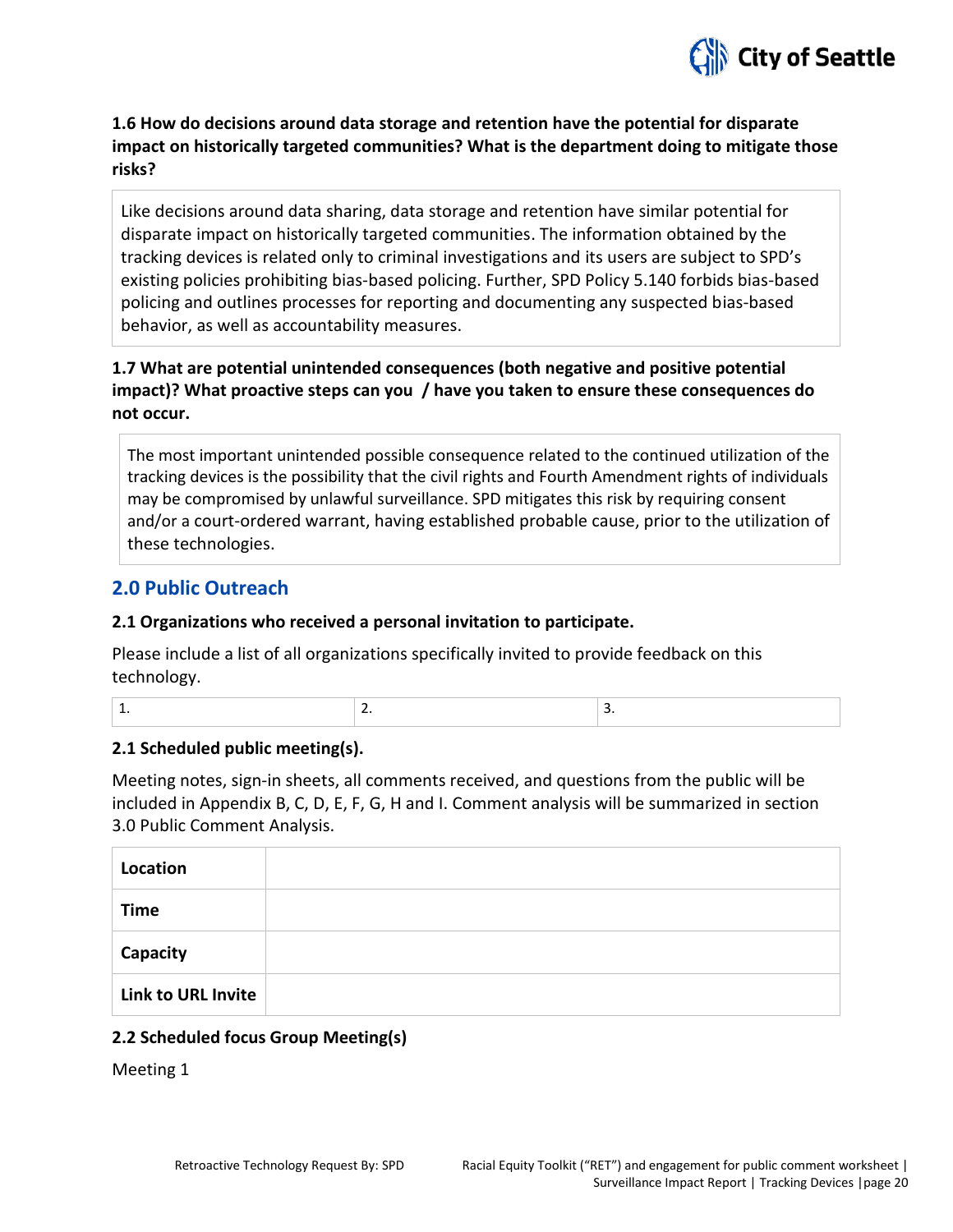**1.6 How do decisions around data storage and retention have the potential for disparate impact on historically targeted communities? What is the department doing to mitigate those risks?**

Like decisions around data sharing, data storage and retention have similar potential for disparate impact on historically targeted communities. The information obtained by the tracking devices is related only to criminal investigations and its users are subject to SPD's existing policies prohibiting bias-based policing. Further, SPD Policy 5.140 forbids bias-based policing and outlines processes for reporting and documenting any suspected bias-based behavior, as well as accountability measures.

**1.7 What are potential unintended consequences (both negative and positive potential impact)? What proactive steps can you / have you taken to ensure these consequences do not occur.**

The most important unintended possible consequence related to the continued utilization of the tracking devices is the possibility that the civil rights and Fourth Amendment rights of individuals may be compromised by unlawful surveillance. SPD mitigates this risk by requiring consent and/or a court-ordered warrant, having established probable cause, prior to the utilization of these technologies.

## 2.0 Public Outreach

**2.1 Organizations who received a personal invitation to participate.**

Please include a list of all organizations specifically invited to provide feedback on this technology.

| 1. | 2. | 3. |
|---|---|---|

**2.1 Scheduled public meeting(s).**

Meeting notes, sign-in sheets, all comments received, and questions from the public will be included in Appendix B, C, D, E, F, G, H and I. Comment analysis will be summarized in section 3.0 Public Comment Analysis.

| | |
|---|---|
| **Location** | |
| **Time** | |
| **Capacity** | |
| **Link to URL Invite** | |

**2.2 Scheduled focus Group Meeting(s)**

Meeting 1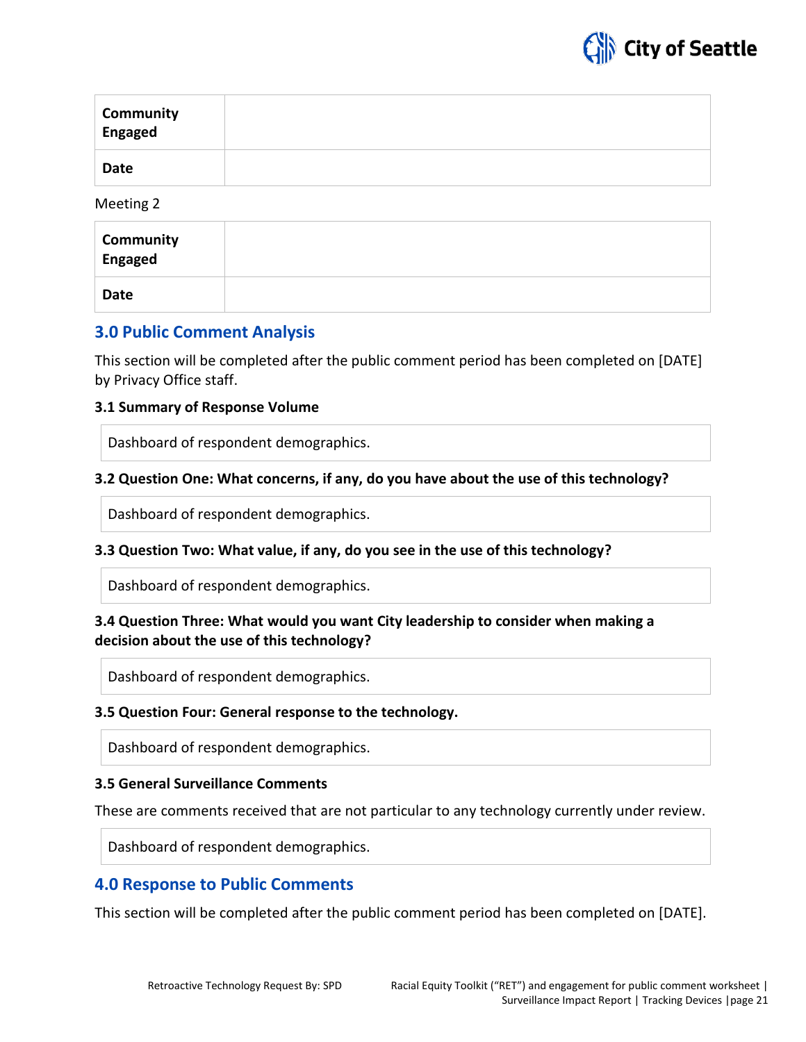| Community Engaged | |
|---|---|
| Date | |

Meeting 2

| Community Engaged | |
|---|---|
| Date | |

## 3.0 Public Comment Analysis

This section will be completed after the public comment period has been completed on [DATE] by Privacy Office staff.

### 3.1 Summary of Response Volume

| Dashboard of respondent demographics. |
|---|

### 3.2 Question One: What concerns, if any, do you have about the use of this technology?

| Dashboard of respondent demographics. |
|---|

### 3.3 Question Two: What value, if any, do you see in the use of this technology?

| Dashboard of respondent demographics. |
|---|

### 3.4 Question Three: What would you want City leadership to consider when making a decision about the use of this technology?

| Dashboard of respondent demographics. |
|---|

### 3.5 Question Four: General response to the technology.

| Dashboard of respondent demographics. |
|---|

### 3.5 General Surveillance Comments

These are comments received that are not particular to any technology currently under review.

| Dashboard of respondent demographics. |
|---|

## 4.0 Response to Public Comments

This section will be completed after the public comment period has been completed on [DATE].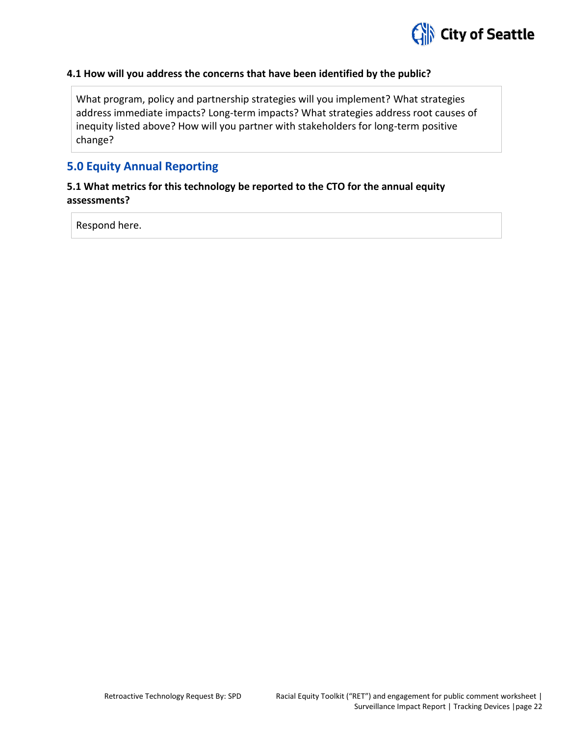**4.1 How will you address the concerns that have been identified by the public?**

What program, policy and partnership strategies will you implement? What strategies address immediate impacts? Long-term impacts? What strategies address root causes of inequity listed above? How will you partner with stakeholders for long-term positive change?

## 5.0 Equity Annual Reporting

**5.1 What metrics for this technology be reported to the CTO for the annual equity assessments?**

Respond here.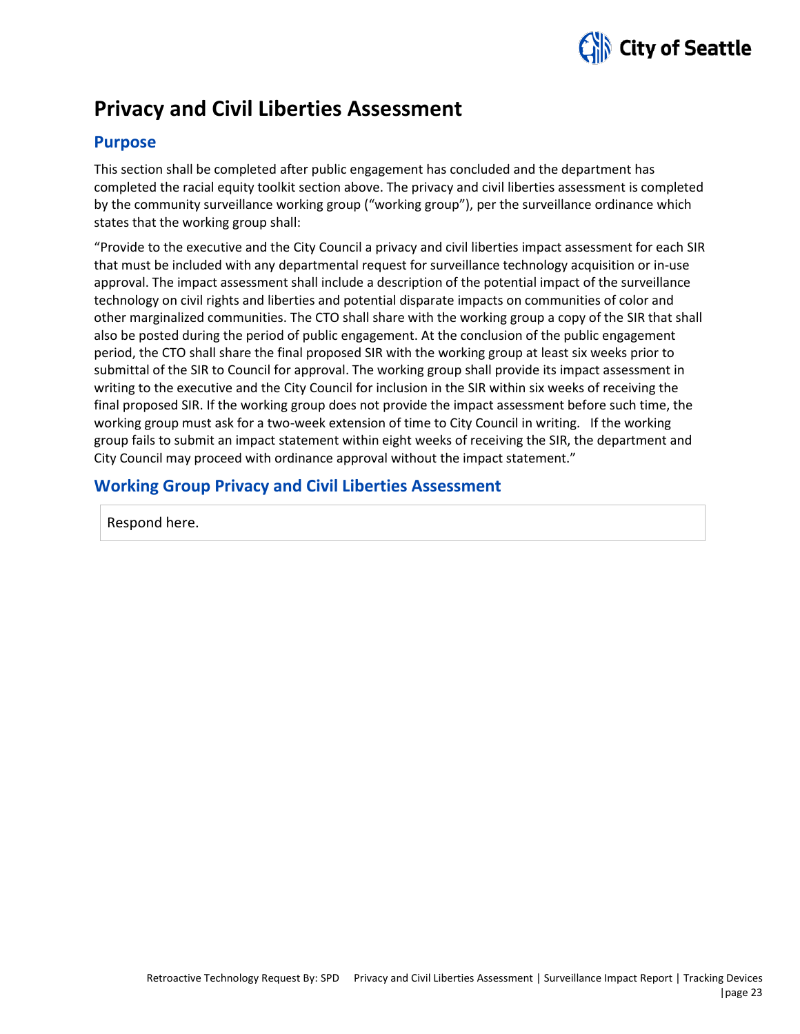# Privacy and Civil Liberties Assessment

## Purpose

This section shall be completed after public engagement has concluded and the department has completed the racial equity toolkit section above. The privacy and civil liberties assessment is completed by the community surveillance working group ("working group"), per the surveillance ordinance which states that the working group shall:

"Provide to the executive and the City Council a privacy and civil liberties impact assessment for each SIR that must be included with any departmental request for surveillance technology acquisition or in-use approval. The impact assessment shall include a description of the potential impact of the surveillance technology on civil rights and liberties and potential disparate impacts on communities of color and other marginalized communities. The CTO shall share with the working group a copy of the SIR that shall also be posted during the period of public engagement. At the conclusion of the public engagement period, the CTO shall share the final proposed SIR with the working group at least six weeks prior to submittal of the SIR to Council for approval. The working group shall provide its impact assessment in writing to the executive and the City Council for inclusion in the SIR within six weeks of receiving the final proposed SIR. If the working group does not provide the impact assessment before such time, the working group must ask for a two-week extension of time to City Council in writing. If the working group fails to submit an impact statement within eight weeks of receiving the SIR, the department and City Council may proceed with ordinance approval without the impact statement."

## Working Group Privacy and Civil Liberties Assessment

Respond here.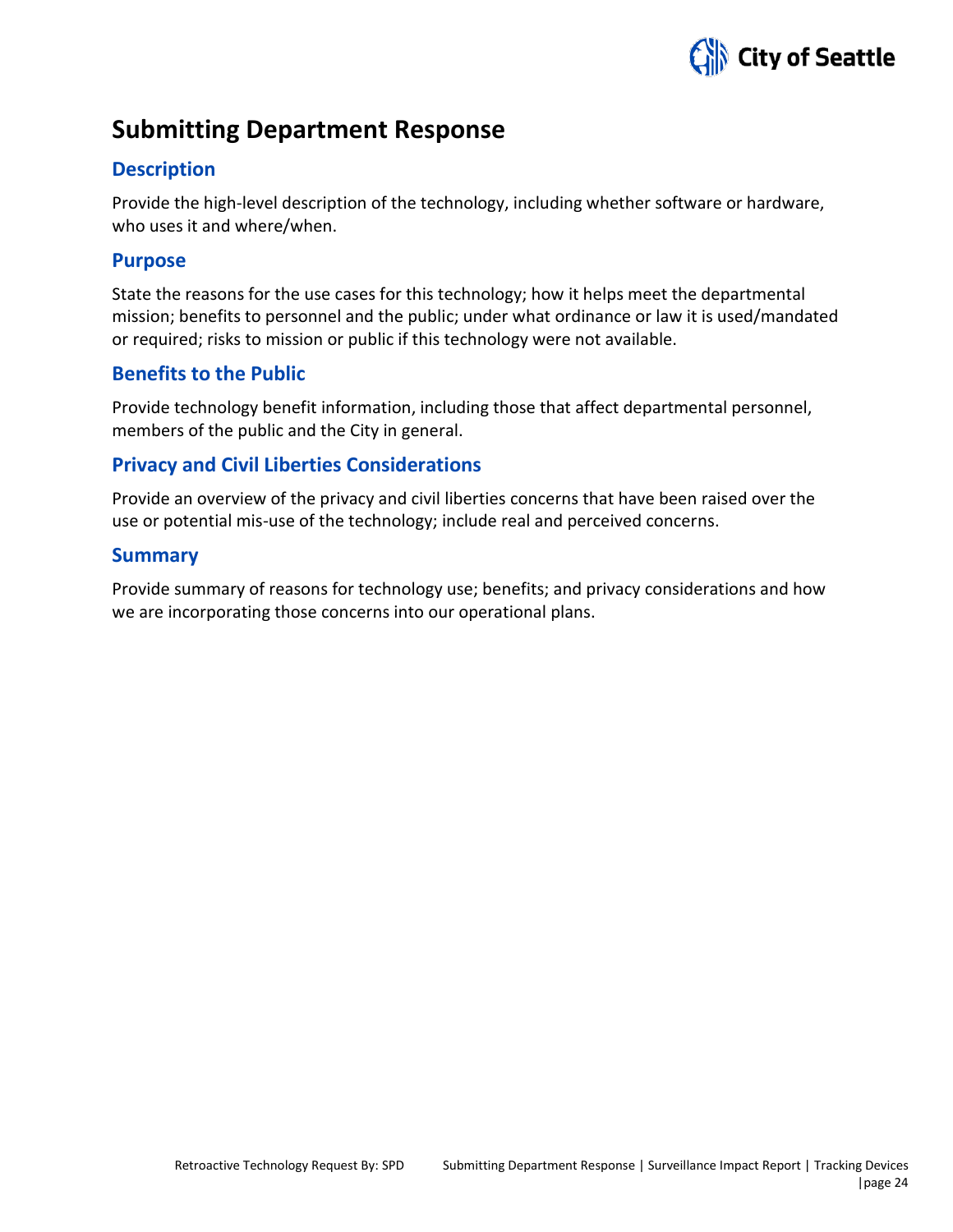# Submitting Department Response

## Description

Provide the high-level description of the technology, including whether software or hardware, who uses it and where/when.

## Purpose

State the reasons for the use cases for this technology; how it helps meet the departmental mission; benefits to personnel and the public; under what ordinance or law it is used/mandated or required; risks to mission or public if this technology were not available.

## Benefits to the Public

Provide technology benefit information, including those that affect departmental personnel, members of the public and the City in general.

## Privacy and Civil Liberties Considerations

Provide an overview of the privacy and civil liberties concerns that have been raised over the use or potential mis-use of the technology; include real and perceived concerns.

## Summary

Provide summary of reasons for technology use; benefits; and privacy considerations and how we are incorporating those concerns into our operational plans.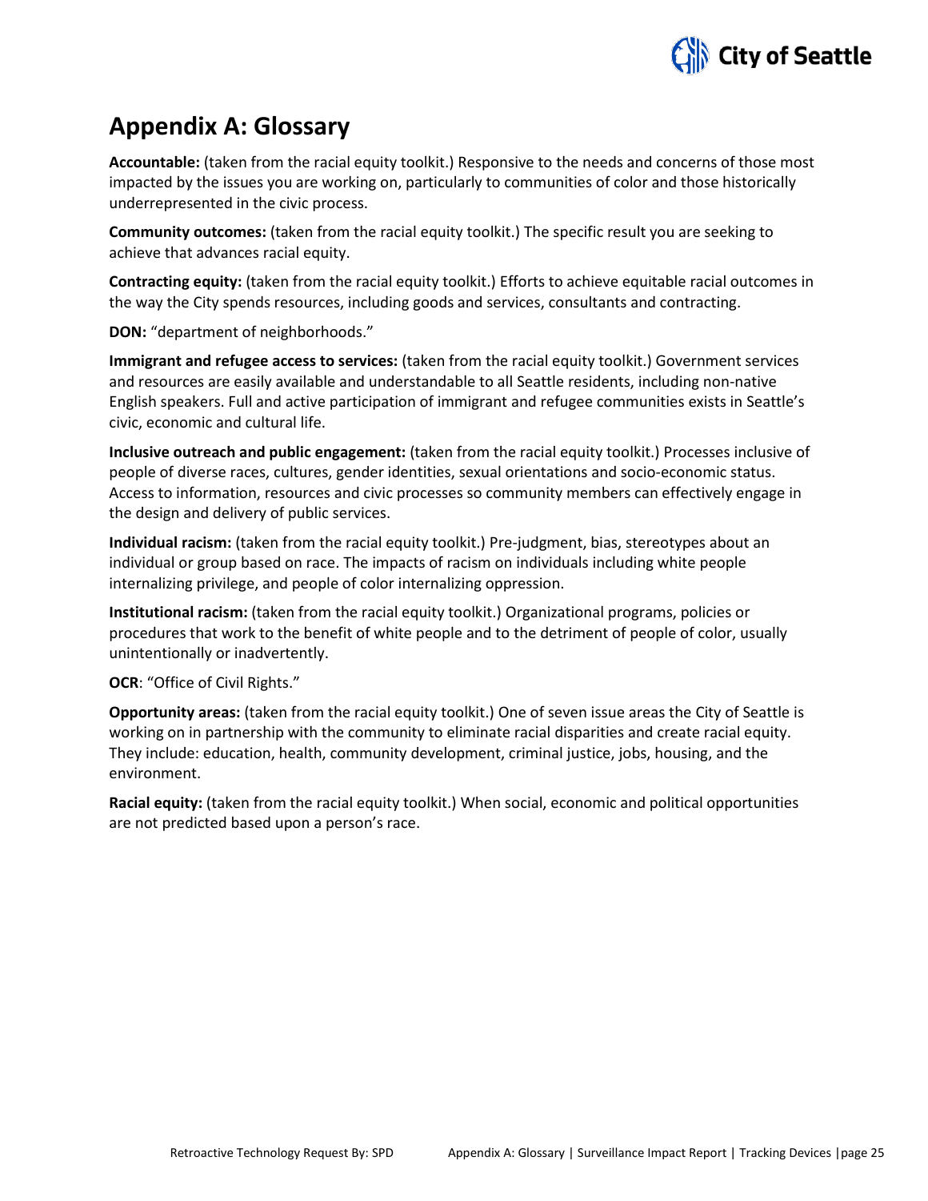# Appendix A: Glossary

**Accountable:** (taken from the racial equity toolkit.) Responsive to the needs and concerns of those most impacted by the issues you are working on, particularly to communities of color and those historically underrepresented in the civic process.

**Community outcomes:** (taken from the racial equity toolkit.) The specific result you are seeking to achieve that advances racial equity.

**Contracting equity:** (taken from the racial equity toolkit.) Efforts to achieve equitable racial outcomes in the way the City spends resources, including goods and services, consultants and contracting.

**DON:** "department of neighborhoods."

**Immigrant and refugee access to services:** (taken from the racial equity toolkit.) Government services and resources are easily available and understandable to all Seattle residents, including non-native English speakers. Full and active participation of immigrant and refugee communities exists in Seattle's civic, economic and cultural life.

**Inclusive outreach and public engagement:** (taken from the racial equity toolkit.) Processes inclusive of people of diverse races, cultures, gender identities, sexual orientations and socio-economic status. Access to information, resources and civic processes so community members can effectively engage in the design and delivery of public services.

**Individual racism:** (taken from the racial equity toolkit.) Pre-judgment, bias, stereotypes about an individual or group based on race. The impacts of racism on individuals including white people internalizing privilege, and people of color internalizing oppression.

**Institutional racism:** (taken from the racial equity toolkit.) Organizational programs, policies or procedures that work to the benefit of white people and to the detriment of people of color, usually unintentionally or inadvertently.

**OCR**: "Office of Civil Rights."

**Opportunity areas:** (taken from the racial equity toolkit.) One of seven issue areas the City of Seattle is working on in partnership with the community to eliminate racial disparities and create racial equity. They include: education, health, community development, criminal justice, jobs, housing, and the environment.

**Racial equity:** (taken from the racial equity toolkit.) When social, economic and political opportunities are not predicted based upon a person's race.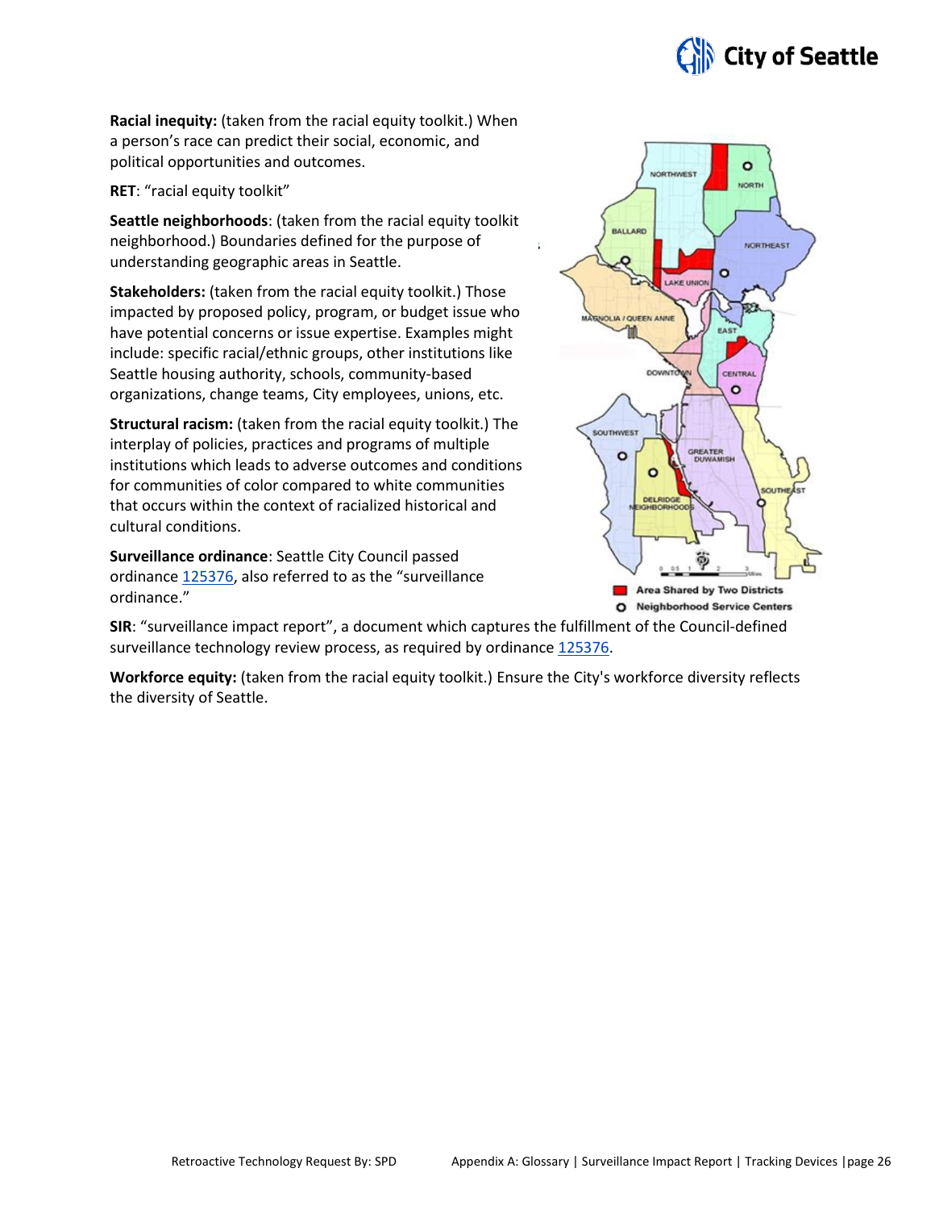**Racial inequity:** (taken from the racial equity toolkit.) When a person's race can predict their social, economic, and political opportunities and outcomes.

**RET**: "racial equity toolkit"

**Seattle neighborhoods**: (taken from the racial equity toolkit neighborhood.) Boundaries defined for the purpose of understanding geographic areas in Seattle.

**Stakeholders:** (taken from the racial equity toolkit.) Those impacted by proposed policy, program, or budget issue who have potential concerns or issue expertise. Examples might include: specific racial/ethnic groups, other institutions like Seattle housing authority, schools, community-based organizations, change teams, City employees, unions, etc.

**Structural racism:** (taken from the racial equity toolkit.) The interplay of policies, practices and programs of multiple institutions which leads to adverse outcomes and conditions for communities of color compared to white communities that occurs within the context of racialized historical and cultural conditions.

**Surveillance ordinance**: Seattle City Council passed ordinance 125376, also referred to as the "surveillance ordinance."

**SIR**: "surveillance impact report", a document which captures the fulfillment of the Council-defined surveillance technology review process, as required by ordinance 125376.

**Workforce equity:** (taken from the racial equity toolkit.) Ensure the City's workforce diversity reflects the diversity of Seattle.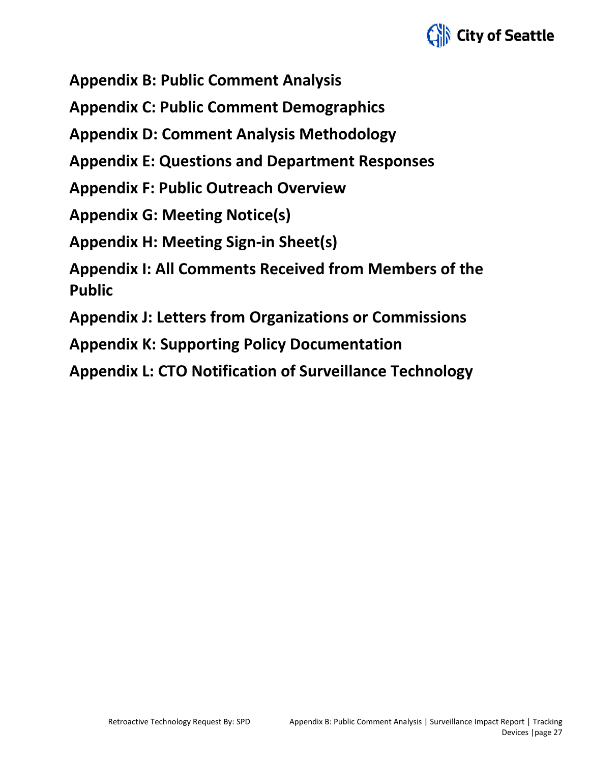## Appendix B: Public Comment Analysis

## Appendix C: Public Comment Demographics

## Appendix D: Comment Analysis Methodology

## Appendix E: Questions and Department Responses

## Appendix F: Public Outreach Overview

## Appendix G: Meeting Notice(s)

## Appendix H: Meeting Sign-in Sheet(s)

## Appendix I: All Comments Received from Members of the Public

## Appendix J: Letters from Organizations or Commissions

## Appendix K: Supporting Policy Documentation

## Appendix L: CTO Notification of Surveillance Technology